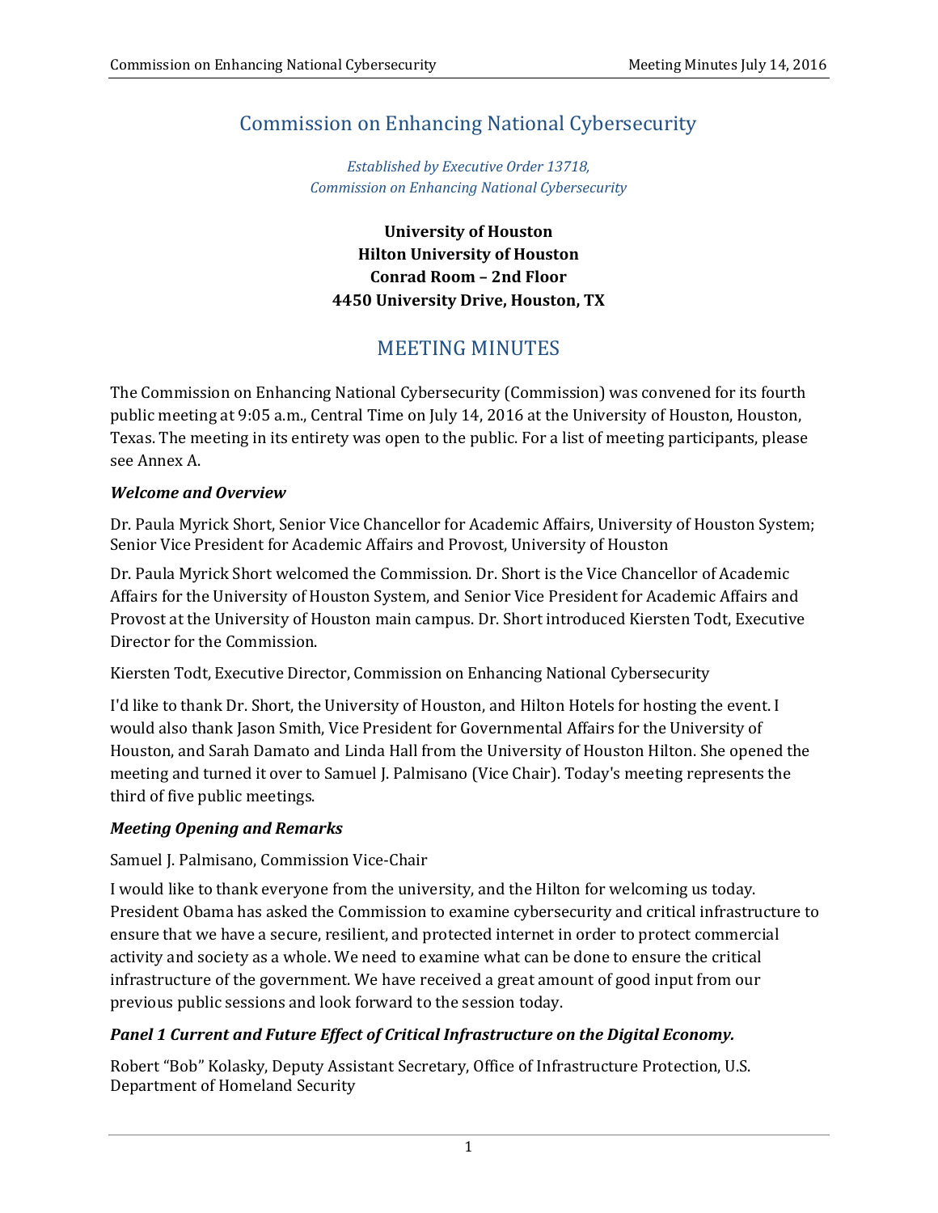# Commission on Enhancing National Cybersecurity

*Established by Executive Order 13718,*
*Commission on Enhancing National Cybersecurity*

**University of Houston**
**Hilton University of Houston**
**Conrad Room – 2nd Floor**
**4450 University Drive, Houston, TX**

## MEETING MINUTES

The Commission on Enhancing National Cybersecurity (Commission) was convened for its fourth public meeting at 9:05 a.m., Central Time on July 14, 2016 at the University of Houston, Houston, Texas. The meeting in its entirety was open to the public. For a list of meeting participants, please see Annex A.

### *Welcome and Overview*

Dr. Paula Myrick Short, Senior Vice Chancellor for Academic Affairs, University of Houston System; Senior Vice President for Academic Affairs and Provost, University of Houston

Dr. Paula Myrick Short welcomed the Commission. Dr. Short is the Vice Chancellor of Academic Affairs for the University of Houston System, and Senior Vice President for Academic Affairs and Provost at the University of Houston main campus. Dr. Short introduced Kiersten Todt, Executive Director for the Commission.

Kiersten Todt, Executive Director, Commission on Enhancing National Cybersecurity

I'd like to thank Dr. Short, the University of Houston, and Hilton Hotels for hosting the event. I would also thank Jason Smith, Vice President for Governmental Affairs for the University of Houston, and Sarah Damato and Linda Hall from the University of Houston Hilton. She opened the meeting and turned it over to Samuel J. Palmisano (Vice Chair). Today's meeting represents the third of five public meetings.

### *Meeting Opening and Remarks*

Samuel J. Palmisano, Commission Vice-Chair

I would like to thank everyone from the university, and the Hilton for welcoming us today. President Obama has asked the Commission to examine cybersecurity and critical infrastructure to ensure that we have a secure, resilient, and protected internet in order to protect commercial activity and society as a whole. We need to examine what can be done to ensure the critical infrastructure of the government. We have received a great amount of good input from our previous public sessions and look forward to the session today.

### *Panel 1 Current and Future Effect of Critical Infrastructure on the Digital Economy.*

Robert "Bob" Kolasky, Deputy Assistant Secretary, Office of Infrastructure Protection, U.S. Department of Homeland Security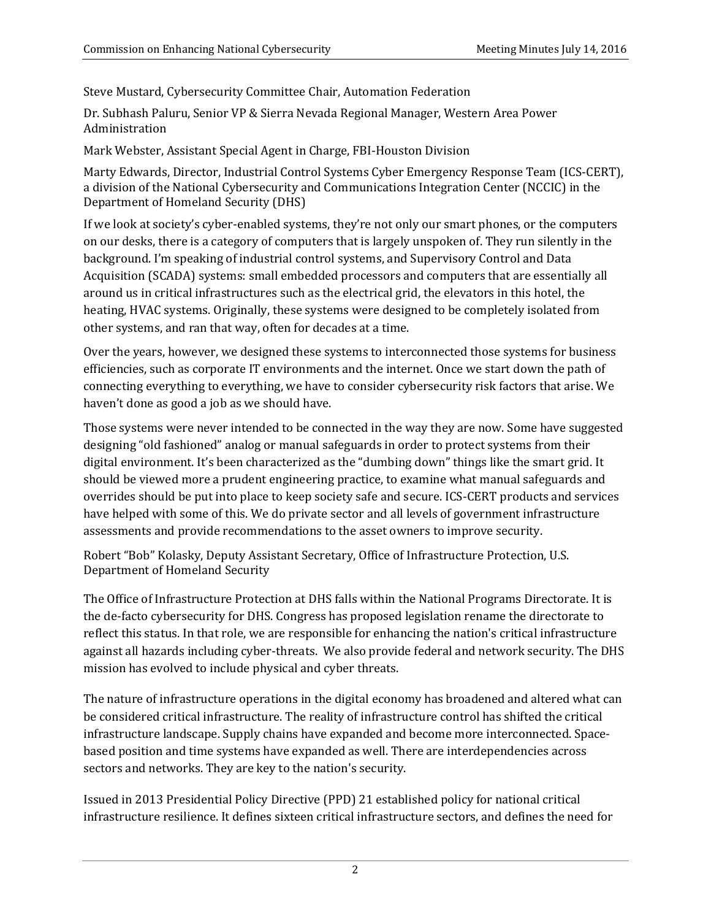Steve Mustard, Cybersecurity Committee Chair, Automation Federation

Dr. Subhash Paluru, Senior VP & Sierra Nevada Regional Manager, Western Area Power Administration

Mark Webster, Assistant Special Agent in Charge, FBI-Houston Division

Marty Edwards, Director, Industrial Control Systems Cyber Emergency Response Team (ICS-CERT), a division of the National Cybersecurity and Communications Integration Center (NCCIC) in the Department of Homeland Security (DHS)

If we look at society's cyber-enabled systems, they're not only our smart phones, or the computers on our desks, there is a category of computers that is largely unspoken of. They run silently in the background. I'm speaking of industrial control systems, and Supervisory Control and Data Acquisition (SCADA) systems: small embedded processors and computers that are essentially all around us in critical infrastructures such as the electrical grid, the elevators in this hotel, the heating, HVAC systems. Originally, these systems were designed to be completely isolated from other systems, and ran that way, often for decades at a time.

Over the years, however, we designed these systems to interconnected those systems for business efficiencies, such as corporate IT environments and the internet. Once we start down the path of connecting everything to everything, we have to consider cybersecurity risk factors that arise. We haven't done as good a job as we should have.

Those systems were never intended to be connected in the way they are now. Some have suggested designing "old fashioned" analog or manual safeguards in order to protect systems from their digital environment. It's been characterized as the "dumbing down" things like the smart grid. It should be viewed more a prudent engineering practice, to examine what manual safeguards and overrides should be put into place to keep society safe and secure. ICS-CERT products and services have helped with some of this. We do private sector and all levels of government infrastructure assessments and provide recommendations to the asset owners to improve security.

Robert "Bob" Kolasky, Deputy Assistant Secretary, Office of Infrastructure Protection, U.S. Department of Homeland Security

The Office of Infrastructure Protection at DHS falls within the National Programs Directorate. It is the de-facto cybersecurity for DHS. Congress has proposed legislation rename the directorate to reflect this status. In that role, we are responsible for enhancing the nation's critical infrastructure against all hazards including cyber-threats. We also provide federal and network security. The DHS mission has evolved to include physical and cyber threats.

The nature of infrastructure operations in the digital economy has broadened and altered what can be considered critical infrastructure. The reality of infrastructure control has shifted the critical infrastructure landscape. Supply chains have expanded and become more interconnected. Space-based position and time systems have expanded as well. There are interdependencies across sectors and networks. They are key to the nation's security.

Issued in 2013 Presidential Policy Directive (PPD) 21 established policy for national critical infrastructure resilience. It defines sixteen critical infrastructure sectors, and defines the need for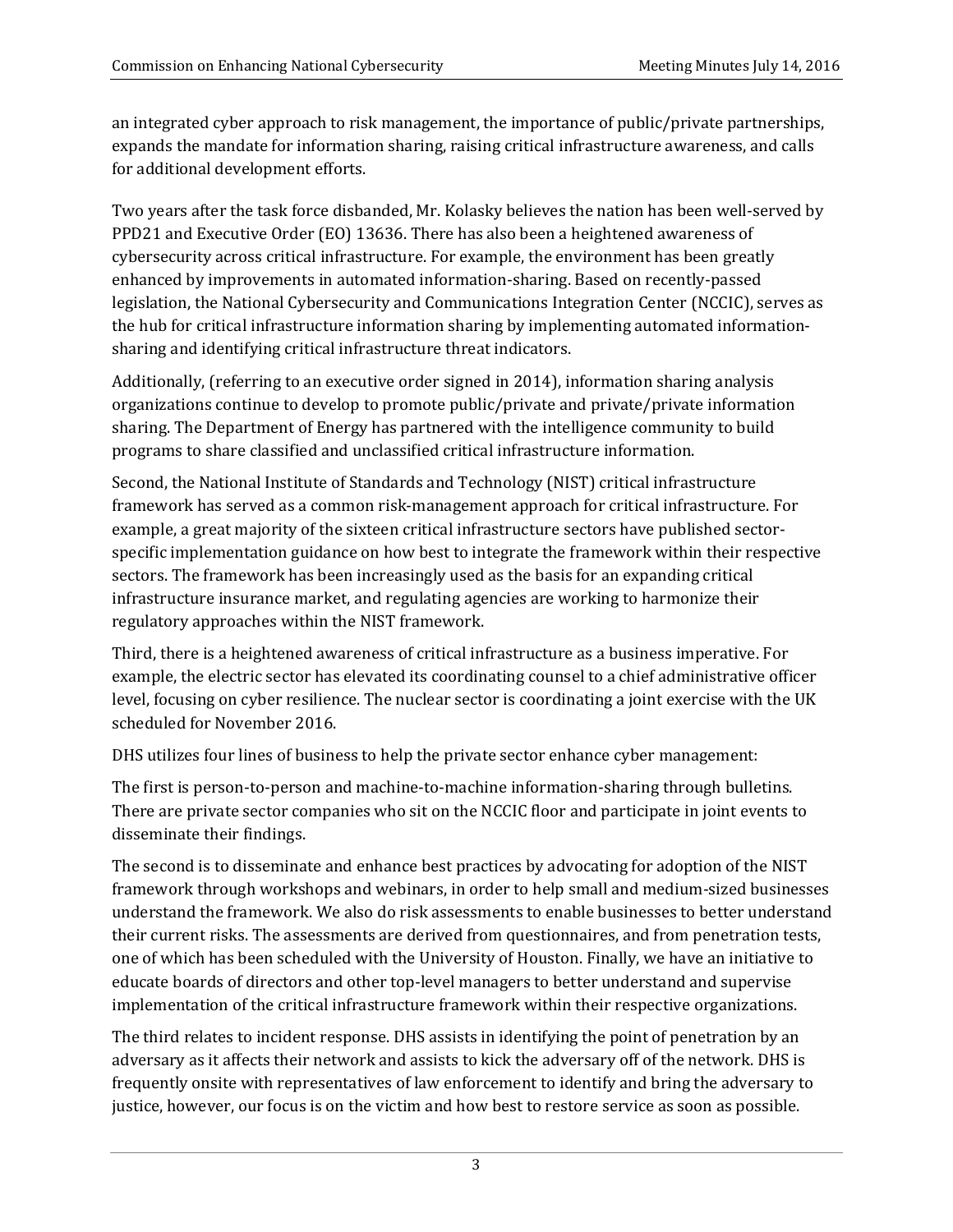an integrated cyber approach to risk management, the importance of public/private partnerships, expands the mandate for information sharing, raising critical infrastructure awareness, and calls for additional development efforts.

Two years after the task force disbanded, Mr. Kolasky believes the nation has been well-served by PPD21 and Executive Order (EO) 13636. There has also been a heightened awareness of cybersecurity across critical infrastructure. For example, the environment has been greatly enhanced by improvements in automated information-sharing. Based on recently-passed legislation, the National Cybersecurity and Communications Integration Center (NCCIC), serves as the hub for critical infrastructure information sharing by implementing automated information-sharing and identifying critical infrastructure threat indicators.

Additionally, (referring to an executive order signed in 2014), information sharing analysis organizations continue to develop to promote public/private and private/private information sharing. The Department of Energy has partnered with the intelligence community to build programs to share classified and unclassified critical infrastructure information.

Second, the National Institute of Standards and Technology (NIST) critical infrastructure framework has served as a common risk-management approach for critical infrastructure. For example, a great majority of the sixteen critical infrastructure sectors have published sector-specific implementation guidance on how best to integrate the framework within their respective sectors. The framework has been increasingly used as the basis for an expanding critical infrastructure insurance market, and regulating agencies are working to harmonize their regulatory approaches within the NIST framework.

Third, there is a heightened awareness of critical infrastructure as a business imperative. For example, the electric sector has elevated its coordinating counsel to a chief administrative officer level, focusing on cyber resilience. The nuclear sector is coordinating a joint exercise with the UK scheduled for November 2016.

DHS utilizes four lines of business to help the private sector enhance cyber management:

The first is person-to-person and machine-to-machine information-sharing through bulletins. There are private sector companies who sit on the NCCIC floor and participate in joint events to disseminate their findings.

The second is to disseminate and enhance best practices by advocating for adoption of the NIST framework through workshops and webinars, in order to help small and medium-sized businesses understand the framework. We also do risk assessments to enable businesses to better understand their current risks. The assessments are derived from questionnaires, and from penetration tests, one of which has been scheduled with the University of Houston. Finally, we have an initiative to educate boards of directors and other top-level managers to better understand and supervise implementation of the critical infrastructure framework within their respective organizations.

The third relates to incident response. DHS assists in identifying the point of penetration by an adversary as it affects their network and assists to kick the adversary off of the network. DHS is frequently onsite with representatives of law enforcement to identify and bring the adversary to justice, however, our focus is on the victim and how best to restore service as soon as possible.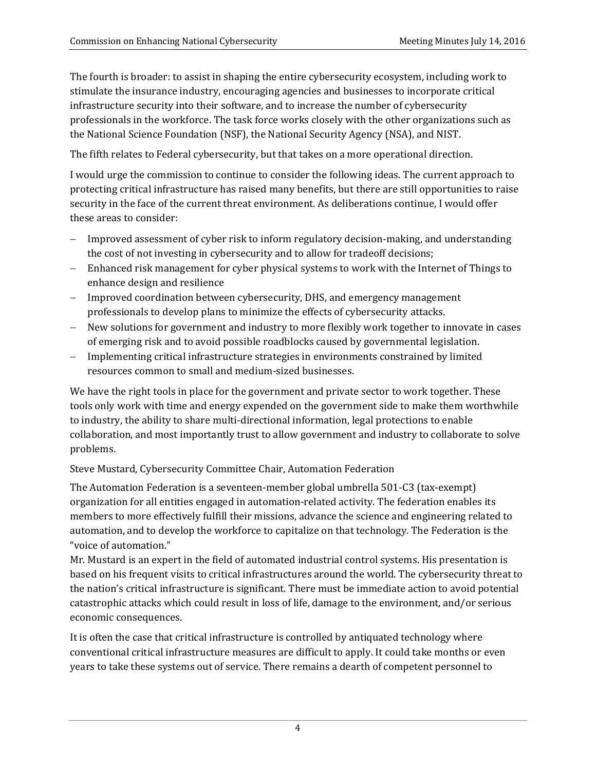The fourth is broader: to assist in shaping the entire cybersecurity ecosystem, including work to stimulate the insurance industry, encouraging agencies and businesses to incorporate critical infrastructure security into their software, and to increase the number of cybersecurity professionals in the workforce. The task force works closely with the other organizations such as the National Science Foundation (NSF), the National Security Agency (NSA), and NIST.

The fifth relates to Federal cybersecurity, but that takes on a more operational direction.

I would urge the commission to continue to consider the following ideas. The current approach to protecting critical infrastructure has raised many benefits, but there are still opportunities to raise security in the face of the current threat environment. As deliberations continue, I would offer these areas to consider:

- Improved assessment of cyber risk to inform regulatory decision-making, and understanding the cost of not investing in cybersecurity and to allow for tradeoff decisions;
- Enhanced risk management for cyber physical systems to work with the Internet of Things to enhance design and resilience
- Improved coordination between cybersecurity, DHS, and emergency management professionals to develop plans to minimize the effects of cybersecurity attacks.
- New solutions for government and industry to more flexibly work together to innovate in cases of emerging risk and to avoid possible roadblocks caused by governmental legislation.
- Implementing critical infrastructure strategies in environments constrained by limited resources common to small and medium-sized businesses.

We have the right tools in place for the government and private sector to work together. These tools only work with time and energy expended on the government side to make them worthwhile to industry, the ability to share multi-directional information, legal protections to enable collaboration, and most importantly trust to allow government and industry to collaborate to solve problems.

Steve Mustard, Cybersecurity Committee Chair, Automation Federation

The Automation Federation is a seventeen-member global umbrella 501-C3 (tax-exempt) organization for all entities engaged in automation-related activity. The federation enables its members to more effectively fulfill their missions, advance the science and engineering related to automation, and to develop the workforce to capitalize on that technology. The Federation is the "voice of automation."

Mr. Mustard is an expert in the field of automated industrial control systems. His presentation is based on his frequent visits to critical infrastructures around the world. The cybersecurity threat to the nation's critical infrastructure is significant. There must be immediate action to avoid potential catastrophic attacks which could result in loss of life, damage to the environment, and/or serious economic consequences.

It is often the case that critical infrastructure is controlled by antiquated technology where conventional critical infrastructure measures are difficult to apply. It could take months or even years to take these systems out of service. There remains a dearth of competent personnel to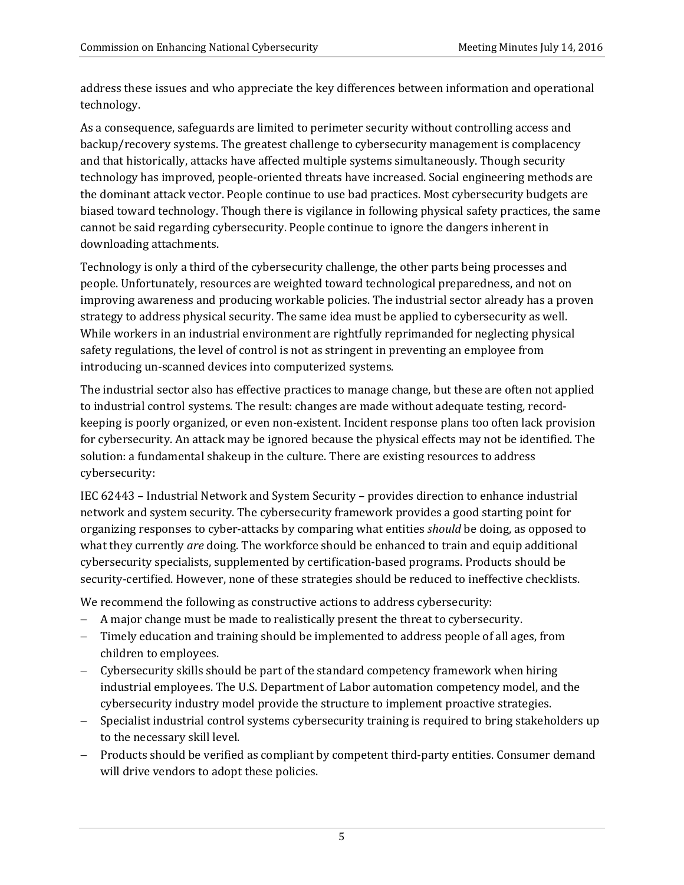address these issues and who appreciate the key differences between information and operational technology.

As a consequence, safeguards are limited to perimeter security without controlling access and backup/recovery systems. The greatest challenge to cybersecurity management is complacency and that historically, attacks have affected multiple systems simultaneously. Though security technology has improved, people-oriented threats have increased. Social engineering methods are the dominant attack vector. People continue to use bad practices. Most cybersecurity budgets are biased toward technology. Though there is vigilance in following physical safety practices, the same cannot be said regarding cybersecurity. People continue to ignore the dangers inherent in downloading attachments.

Technology is only a third of the cybersecurity challenge, the other parts being processes and people. Unfortunately, resources are weighted toward technological preparedness, and not on improving awareness and producing workable policies. The industrial sector already has a proven strategy to address physical security. The same idea must be applied to cybersecurity as well. While workers in an industrial environment are rightfully reprimanded for neglecting physical safety regulations, the level of control is not as stringent in preventing an employee from introducing un-scanned devices into computerized systems.

The industrial sector also has effective practices to manage change, but these are often not applied to industrial control systems. The result: changes are made without adequate testing, record-keeping is poorly organized, or even non-existent. Incident response plans too often lack provision for cybersecurity. An attack may be ignored because the physical effects may not be identified. The solution: a fundamental shakeup in the culture. There are existing resources to address cybersecurity:

IEC 62443 – Industrial Network and System Security – provides direction to enhance industrial network and system security. The cybersecurity framework provides a good starting point for organizing responses to cyber-attacks by comparing what entities *should* be doing, as opposed to what they currently *are* doing. The workforce should be enhanced to train and equip additional cybersecurity specialists, supplemented by certification-based programs. Products should be security-certified. However, none of these strategies should be reduced to ineffective checklists.

We recommend the following as constructive actions to address cybersecurity:

- A major change must be made to realistically present the threat to cybersecurity.
- Timely education and training should be implemented to address people of all ages, from children to employees.
- Cybersecurity skills should be part of the standard competency framework when hiring industrial employees. The U.S. Department of Labor automation competency model, and the cybersecurity industry model provide the structure to implement proactive strategies.
- Specialist industrial control systems cybersecurity training is required to bring stakeholders up to the necessary skill level.
- Products should be verified as compliant by competent third-party entities. Consumer demand will drive vendors to adopt these policies.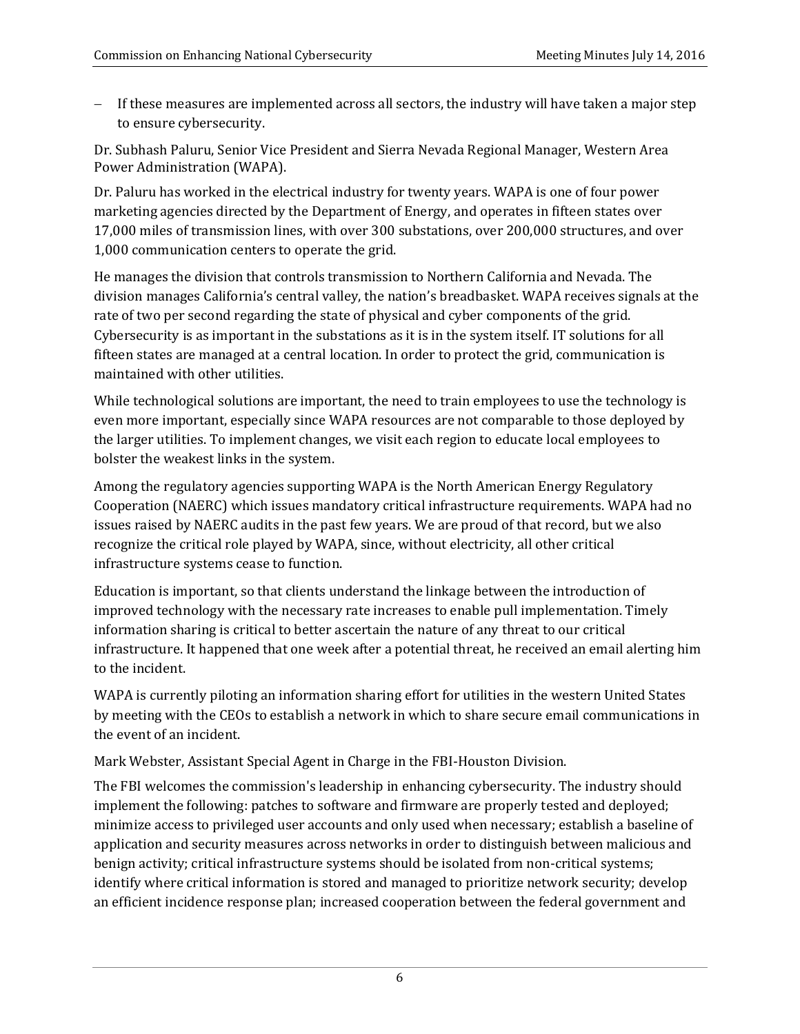- If these measures are implemented across all sectors, the industry will have taken a major step to ensure cybersecurity.

Dr. Subhash Paluru, Senior Vice President and Sierra Nevada Regional Manager, Western Area Power Administration (WAPA).

Dr. Paluru has worked in the electrical industry for twenty years. WAPA is one of four power marketing agencies directed by the Department of Energy, and operates in fifteen states over 17,000 miles of transmission lines, with over 300 substations, over 200,000 structures, and over 1,000 communication centers to operate the grid.

He manages the division that controls transmission to Northern California and Nevada. The division manages California's central valley, the nation's breadbasket. WAPA receives signals at the rate of two per second regarding the state of physical and cyber components of the grid. Cybersecurity is as important in the substations as it is in the system itself. IT solutions for all fifteen states are managed at a central location. In order to protect the grid, communication is maintained with other utilities.

While technological solutions are important, the need to train employees to use the technology is even more important, especially since WAPA resources are not comparable to those deployed by the larger utilities. To implement changes, we visit each region to educate local employees to bolster the weakest links in the system.

Among the regulatory agencies supporting WAPA is the North American Energy Regulatory Cooperation (NAERC) which issues mandatory critical infrastructure requirements. WAPA had no issues raised by NAERC audits in the past few years. We are proud of that record, but we also recognize the critical role played by WAPA, since, without electricity, all other critical infrastructure systems cease to function.

Education is important, so that clients understand the linkage between the introduction of improved technology with the necessary rate increases to enable pull implementation. Timely information sharing is critical to better ascertain the nature of any threat to our critical infrastructure. It happened that one week after a potential threat, he received an email alerting him to the incident.

WAPA is currently piloting an information sharing effort for utilities in the western United States by meeting with the CEOs to establish a network in which to share secure email communications in the event of an incident.

Mark Webster, Assistant Special Agent in Charge in the FBI-Houston Division.

The FBI welcomes the commission's leadership in enhancing cybersecurity. The industry should implement the following: patches to software and firmware are properly tested and deployed; minimize access to privileged user accounts and only used when necessary; establish a baseline of application and security measures across networks in order to distinguish between malicious and benign activity; critical infrastructure systems should be isolated from non-critical systems; identify where critical information is stored and managed to prioritize network security; develop an efficient incidence response plan; increased cooperation between the federal government and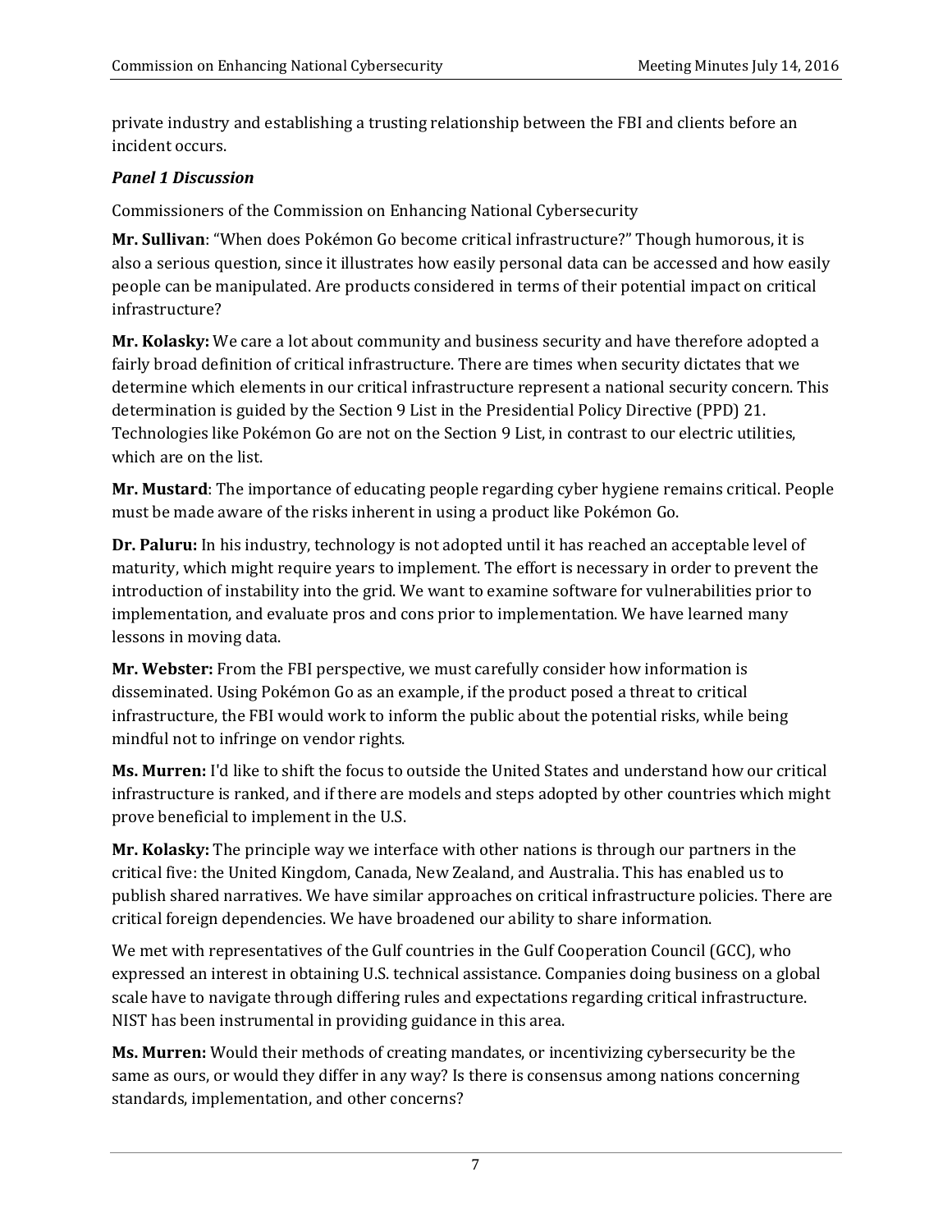private industry and establishing a trusting relationship between the FBI and clients before an incident occurs.

***Panel 1 Discussion***

Commissioners of the Commission on Enhancing National Cybersecurity

**Mr. Sullivan**: "When does Pokémon Go become critical infrastructure?" Though humorous, it is also a serious question, since it illustrates how easily personal data can be accessed and how easily people can be manipulated. Are products considered in terms of their potential impact on critical infrastructure?

**Mr. Kolasky:** We care a lot about community and business security and have therefore adopted a fairly broad definition of critical infrastructure. There are times when security dictates that we determine which elements in our critical infrastructure represent a national security concern. This determination is guided by the Section 9 List in the Presidential Policy Directive (PPD) 21. Technologies like Pokémon Go are not on the Section 9 List, in contrast to our electric utilities, which are on the list.

**Mr. Mustard**: The importance of educating people regarding cyber hygiene remains critical. People must be made aware of the risks inherent in using a product like Pokémon Go.

**Dr. Paluru:** In his industry, technology is not adopted until it has reached an acceptable level of maturity, which might require years to implement. The effort is necessary in order to prevent the introduction of instability into the grid. We want to examine software for vulnerabilities prior to implementation, and evaluate pros and cons prior to implementation. We have learned many lessons in moving data.

**Mr. Webster:** From the FBI perspective, we must carefully consider how information is disseminated. Using Pokémon Go as an example, if the product posed a threat to critical infrastructure, the FBI would work to inform the public about the potential risks, while being mindful not to infringe on vendor rights.

**Ms. Murren:** I'd like to shift the focus to outside the United States and understand how our critical infrastructure is ranked, and if there are models and steps adopted by other countries which might prove beneficial to implement in the U.S.

**Mr. Kolasky:** The principle way we interface with other nations is through our partners in the critical five: the United Kingdom, Canada, New Zealand, and Australia. This has enabled us to publish shared narratives. We have similar approaches on critical infrastructure policies. There are critical foreign dependencies. We have broadened our ability to share information.

We met with representatives of the Gulf countries in the Gulf Cooperation Council (GCC), who expressed an interest in obtaining U.S. technical assistance. Companies doing business on a global scale have to navigate through differing rules and expectations regarding critical infrastructure. NIST has been instrumental in providing guidance in this area.

**Ms. Murren:** Would their methods of creating mandates, or incentivizing cybersecurity be the same as ours, or would they differ in any way? Is there is consensus among nations concerning standards, implementation, and other concerns?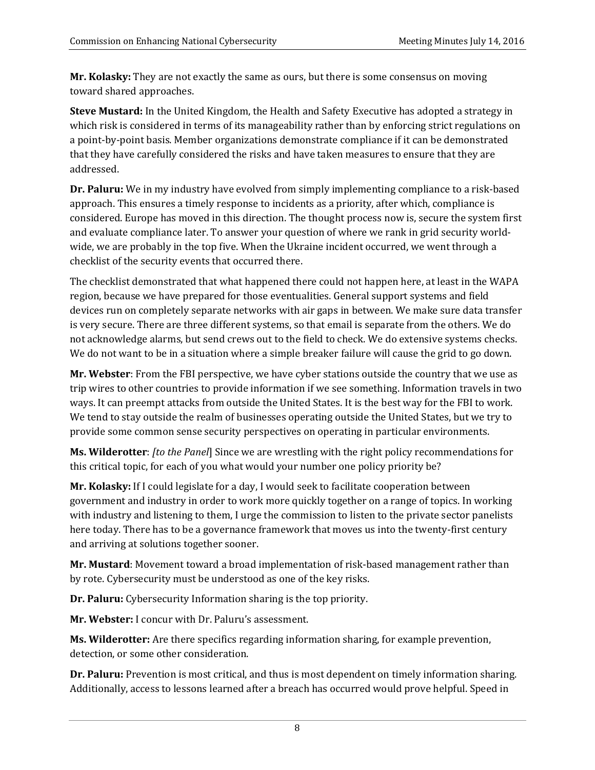**Mr. Kolasky:** They are not exactly the same as ours, but there is some consensus on moving toward shared approaches.

**Steve Mustard:** In the United Kingdom, the Health and Safety Executive has adopted a strategy in which risk is considered in terms of its manageability rather than by enforcing strict regulations on a point-by-point basis. Member organizations demonstrate compliance if it can be demonstrated that they have carefully considered the risks and have taken measures to ensure that they are addressed.

**Dr. Paluru:** We in my industry have evolved from simply implementing compliance to a risk-based approach. This ensures a timely response to incidents as a priority, after which, compliance is considered. Europe has moved in this direction. The thought process now is, secure the system first and evaluate compliance later. To answer your question of where we rank in grid security world-wide, we are probably in the top five. When the Ukraine incident occurred, we went through a checklist of the security events that occurred there.

The checklist demonstrated that what happened there could not happen here, at least in the WAPA region, because we have prepared for those eventualities. General support systems and field devices run on completely separate networks with air gaps in between. We make sure data transfer is very secure. There are three different systems, so that email is separate from the others. We do not acknowledge alarms, but send crews out to the field to check. We do extensive systems checks. We do not want to be in a situation where a simple breaker failure will cause the grid to go down.

**Mr. Webster**: From the FBI perspective, we have cyber stations outside the country that we use as trip wires to other countries to provide information if we see something. Information travels in two ways. It can preempt attacks from outside the United States. It is the best way for the FBI to work. We tend to stay outside the realm of businesses operating outside the United States, but we try to provide some common sense security perspectives on operating in particular environments.

**Ms. Wilderotter**: *[to the Panel*] Since we are wrestling with the right policy recommendations for this critical topic, for each of you what would your number one policy priority be?

**Mr. Kolasky:** If I could legislate for a day, I would seek to facilitate cooperation between government and industry in order to work more quickly together on a range of topics. In working with industry and listening to them, I urge the commission to listen to the private sector panelists here today. There has to be a governance framework that moves us into the twenty-first century and arriving at solutions together sooner.

**Mr. Mustard**: Movement toward a broad implementation of risk-based management rather than by rote. Cybersecurity must be understood as one of the key risks.

**Dr. Paluru:** Cybersecurity Information sharing is the top priority.

**Mr. Webster:** I concur with Dr. Paluru's assessment.

**Ms. Wilderotter:** Are there specifics regarding information sharing, for example prevention, detection, or some other consideration.

**Dr. Paluru:** Prevention is most critical, and thus is most dependent on timely information sharing. Additionally, access to lessons learned after a breach has occurred would prove helpful. Speed in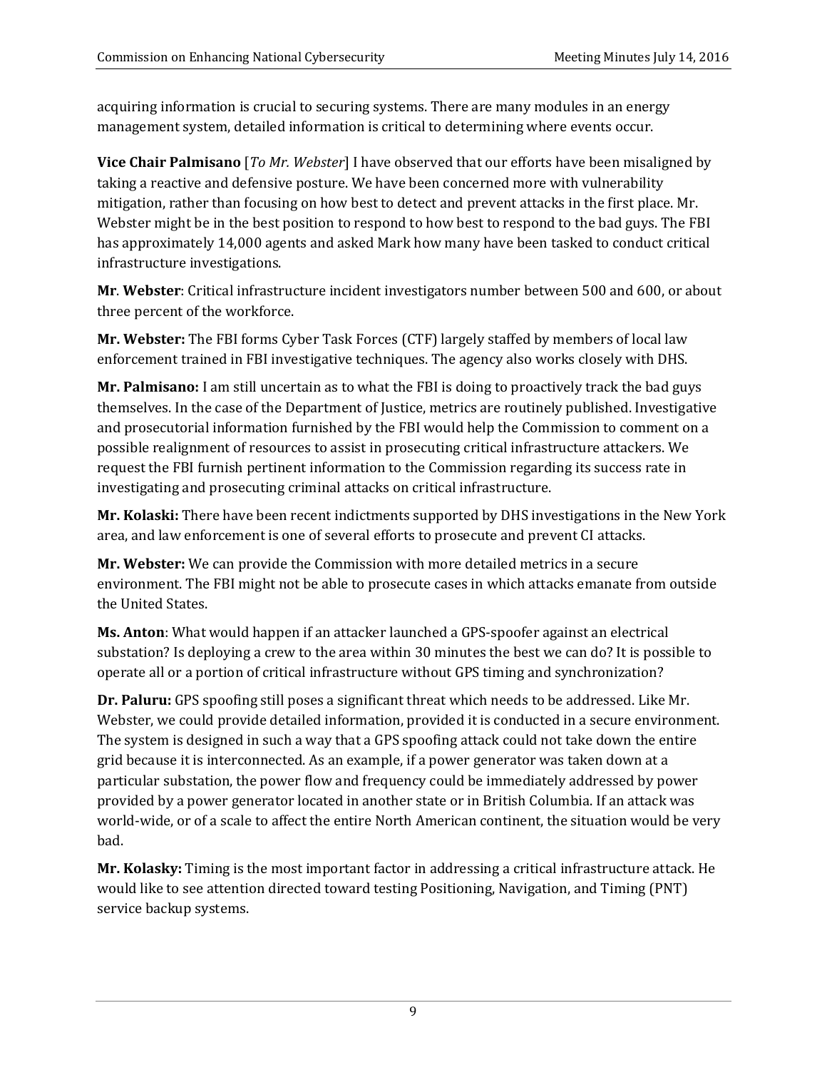acquiring information is crucial to securing systems. There are many modules in an energy management system, detailed information is critical to determining where events occur.

**Vice Chair Palmisano** [*To Mr. Webster*] I have observed that our efforts have been misaligned by taking a reactive and defensive posture. We have been concerned more with vulnerability mitigation, rather than focusing on how best to detect and prevent attacks in the first place. Mr. Webster might be in the best position to respond to how best to respond to the bad guys. The FBI has approximately 14,000 agents and asked Mark how many have been tasked to conduct critical infrastructure investigations.

**Mr**. **Webster**: Critical infrastructure incident investigators number between 500 and 600, or about three percent of the workforce.

**Mr. Webster:** The FBI forms Cyber Task Forces (CTF) largely staffed by members of local law enforcement trained in FBI investigative techniques. The agency also works closely with DHS.

**Mr. Palmisano:** I am still uncertain as to what the FBI is doing to proactively track the bad guys themselves. In the case of the Department of Justice, metrics are routinely published. Investigative and prosecutorial information furnished by the FBI would help the Commission to comment on a possible realignment of resources to assist in prosecuting critical infrastructure attackers. We request the FBI furnish pertinent information to the Commission regarding its success rate in investigating and prosecuting criminal attacks on critical infrastructure.

**Mr. Kolaski:** There have been recent indictments supported by DHS investigations in the New York area, and law enforcement is one of several efforts to prosecute and prevent CI attacks.

**Mr. Webster:** We can provide the Commission with more detailed metrics in a secure environment. The FBI might not be able to prosecute cases in which attacks emanate from outside the United States.

**Ms. Anton**: What would happen if an attacker launched a GPS-spoofer against an electrical substation? Is deploying a crew to the area within 30 minutes the best we can do? It is possible to operate all or a portion of critical infrastructure without GPS timing and synchronization?

**Dr. Paluru:** GPS spoofing still poses a significant threat which needs to be addressed. Like Mr. Webster, we could provide detailed information, provided it is conducted in a secure environment. The system is designed in such a way that a GPS spoofing attack could not take down the entire grid because it is interconnected. As an example, if a power generator was taken down at a particular substation, the power flow and frequency could be immediately addressed by power provided by a power generator located in another state or in British Columbia. If an attack was world-wide, or of a scale to affect the entire North American continent, the situation would be very bad.

**Mr. Kolasky:** Timing is the most important factor in addressing a critical infrastructure attack. He would like to see attention directed toward testing Positioning, Navigation, and Timing (PNT) service backup systems.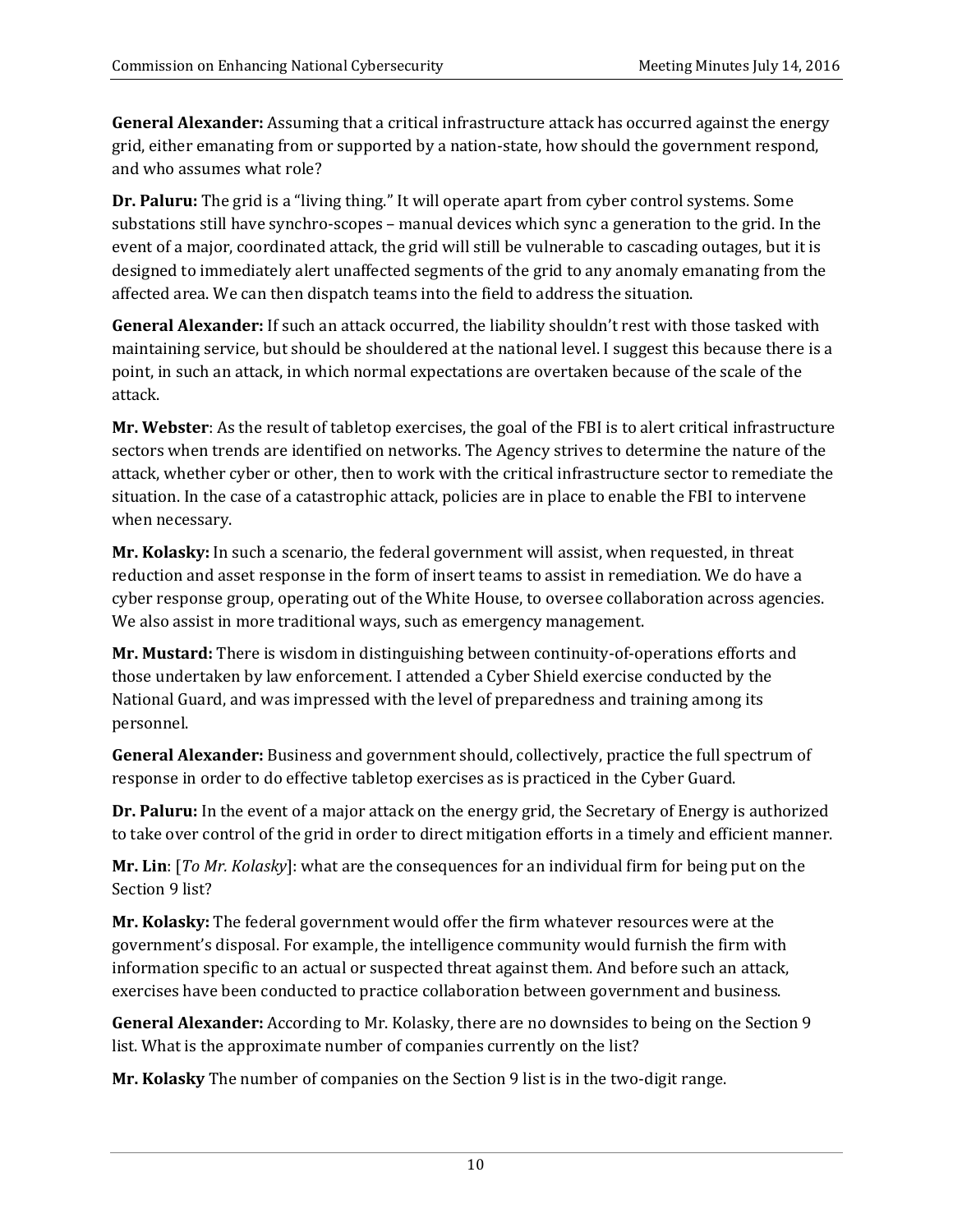**General Alexander:** Assuming that a critical infrastructure attack has occurred against the energy grid, either emanating from or supported by a nation-state, how should the government respond, and who assumes what role?

**Dr. Paluru:** The grid is a "living thing." It will operate apart from cyber control systems. Some substations still have synchro-scopes – manual devices which sync a generation to the grid. In the event of a major, coordinated attack, the grid will still be vulnerable to cascading outages, but it is designed to immediately alert unaffected segments of the grid to any anomaly emanating from the affected area. We can then dispatch teams into the field to address the situation.

**General Alexander:** If such an attack occurred, the liability shouldn't rest with those tasked with maintaining service, but should be shouldered at the national level. I suggest this because there is a point, in such an attack, in which normal expectations are overtaken because of the scale of the attack.

**Mr. Webster**: As the result of tabletop exercises, the goal of the FBI is to alert critical infrastructure sectors when trends are identified on networks. The Agency strives to determine the nature of the attack, whether cyber or other, then to work with the critical infrastructure sector to remediate the situation. In the case of a catastrophic attack, policies are in place to enable the FBI to intervene when necessary.

**Mr. Kolasky:** In such a scenario, the federal government will assist, when requested, in threat reduction and asset response in the form of insert teams to assist in remediation. We do have a cyber response group, operating out of the White House, to oversee collaboration across agencies. We also assist in more traditional ways, such as emergency management.

**Mr. Mustard:** There is wisdom in distinguishing between continuity-of-operations efforts and those undertaken by law enforcement. I attended a Cyber Shield exercise conducted by the National Guard, and was impressed with the level of preparedness and training among its personnel.

**General Alexander:** Business and government should, collectively, practice the full spectrum of response in order to do effective tabletop exercises as is practiced in the Cyber Guard.

**Dr. Paluru:** In the event of a major attack on the energy grid, the Secretary of Energy is authorized to take over control of the grid in order to direct mitigation efforts in a timely and efficient manner.

**Mr. Lin**: [*To Mr. Kolasky*]: what are the consequences for an individual firm for being put on the Section 9 list?

**Mr. Kolasky:** The federal government would offer the firm whatever resources were at the government's disposal. For example, the intelligence community would furnish the firm with information specific to an actual or suspected threat against them. And before such an attack, exercises have been conducted to practice collaboration between government and business.

**General Alexander:** According to Mr. Kolasky, there are no downsides to being on the Section 9 list. What is the approximate number of companies currently on the list?

**Mr. Kolasky** The number of companies on the Section 9 list is in the two-digit range.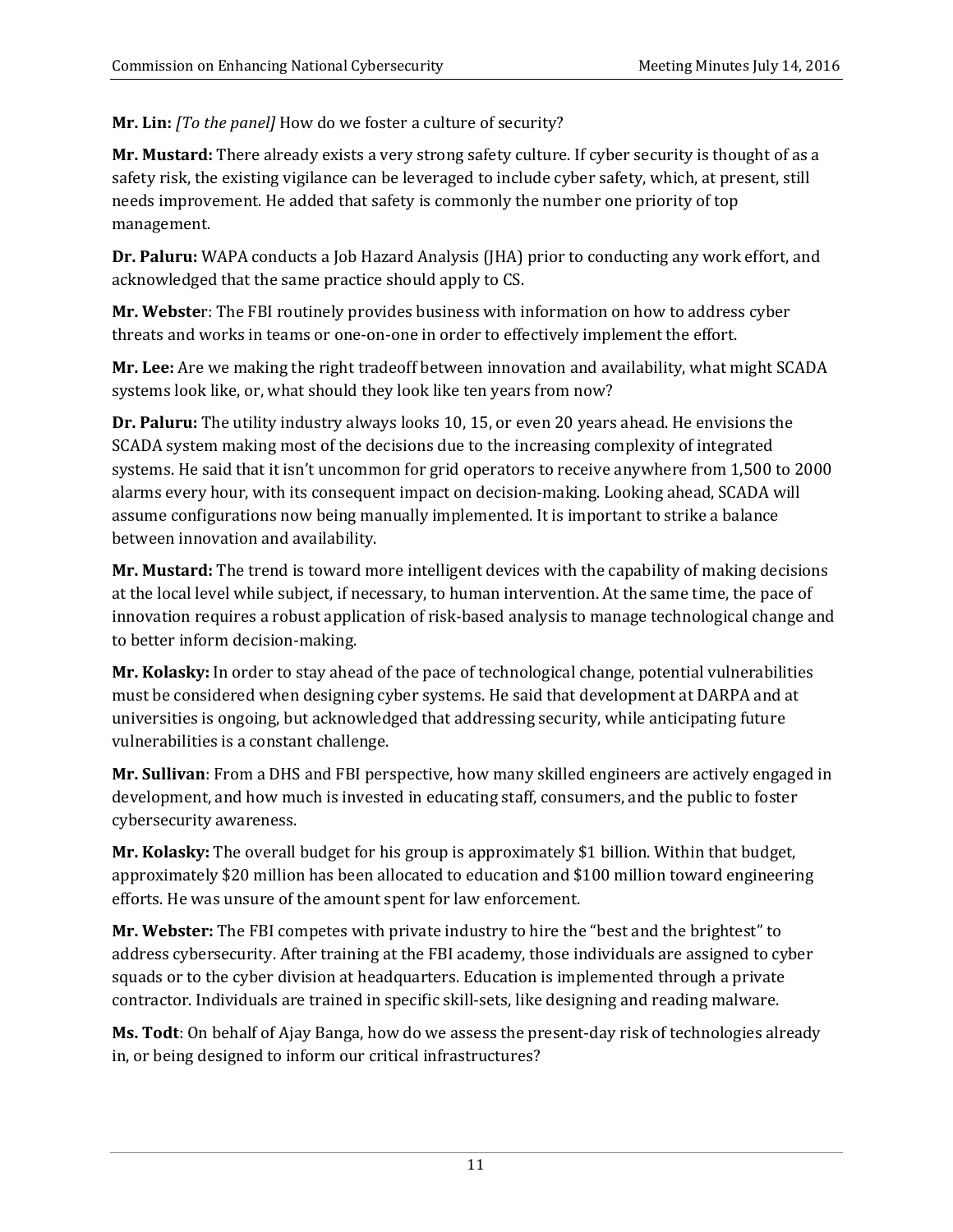**Mr. Lin:** *[To the panel]* How do we foster a culture of security?

**Mr. Mustard:** There already exists a very strong safety culture. If cyber security is thought of as a safety risk, the existing vigilance can be leveraged to include cyber safety, which, at present, still needs improvement. He added that safety is commonly the number one priority of top management.

**Dr. Paluru:** WAPA conducts a Job Hazard Analysis (JHA) prior to conducting any work effort, and acknowledged that the same practice should apply to CS.

**Mr. Webste**r: The FBI routinely provides business with information on how to address cyber threats and works in teams or one-on-one in order to effectively implement the effort.

**Mr. Lee:** Are we making the right tradeoff between innovation and availability, what might SCADA systems look like, or, what should they look like ten years from now?

**Dr. Paluru:** The utility industry always looks 10, 15, or even 20 years ahead. He envisions the SCADA system making most of the decisions due to the increasing complexity of integrated systems. He said that it isn't uncommon for grid operators to receive anywhere from 1,500 to 2000 alarms every hour, with its consequent impact on decision-making. Looking ahead, SCADA will assume configurations now being manually implemented. It is important to strike a balance between innovation and availability.

**Mr. Mustard:** The trend is toward more intelligent devices with the capability of making decisions at the local level while subject, if necessary, to human intervention. At the same time, the pace of innovation requires a robust application of risk-based analysis to manage technological change and to better inform decision-making.

**Mr. Kolasky:** In order to stay ahead of the pace of technological change, potential vulnerabilities must be considered when designing cyber systems. He said that development at DARPA and at universities is ongoing, but acknowledged that addressing security, while anticipating future vulnerabilities is a constant challenge.

**Mr. Sullivan**: From a DHS and FBI perspective, how many skilled engineers are actively engaged in development, and how much is invested in educating staff, consumers, and the public to foster cybersecurity awareness.

**Mr. Kolasky:** The overall budget for his group is approximately $1 billion. Within that budget, approximately $20 million has been allocated to education and $100 million toward engineering efforts. He was unsure of the amount spent for law enforcement.

**Mr. Webster:** The FBI competes with private industry to hire the "best and the brightest" to address cybersecurity. After training at the FBI academy, those individuals are assigned to cyber squads or to the cyber division at headquarters. Education is implemented through a private contractor. Individuals are trained in specific skill-sets, like designing and reading malware.

**Ms. Todt**: On behalf of Ajay Banga, how do we assess the present-day risk of technologies already in, or being designed to inform our critical infrastructures?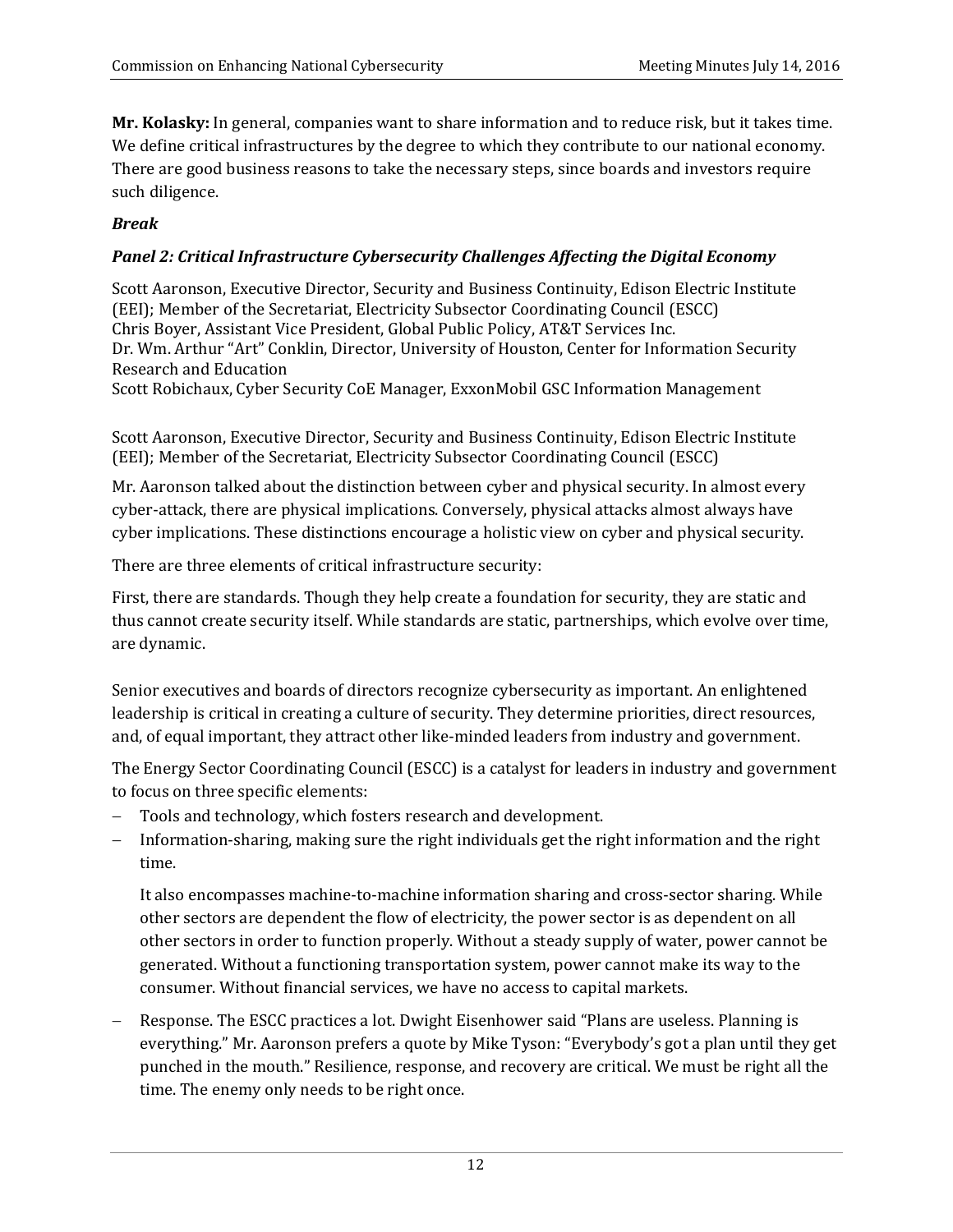**Mr. Kolasky:** In general, companies want to share information and to reduce risk, but it takes time. We define critical infrastructures by the degree to which they contribute to our national economy. There are good business reasons to take the necessary steps, since boards and investors require such diligence.

***Break***

***Panel 2: Critical Infrastructure Cybersecurity Challenges Affecting the Digital Economy***

Scott Aaronson, Executive Director, Security and Business Continuity, Edison Electric Institute (EEI); Member of the Secretariat, Electricity Subsector Coordinating Council (ESCC)
Chris Boyer, Assistant Vice President, Global Public Policy, AT&T Services Inc.
Dr. Wm. Arthur "Art" Conklin, Director, University of Houston, Center for Information Security Research and Education
Scott Robichaux, Cyber Security CoE Manager, ExxonMobil GSC Information Management

Scott Aaronson, Executive Director, Security and Business Continuity, Edison Electric Institute (EEI); Member of the Secretariat, Electricity Subsector Coordinating Council (ESCC)

Mr. Aaronson talked about the distinction between cyber and physical security. In almost every cyber-attack, there are physical implications. Conversely, physical attacks almost always have cyber implications. These distinctions encourage a holistic view on cyber and physical security.

There are three elements of critical infrastructure security:

First, there are standards. Though they help create a foundation for security, they are static and thus cannot create security itself. While standards are static, partnerships, which evolve over time, are dynamic.

Senior executives and boards of directors recognize cybersecurity as important. An enlightened leadership is critical in creating a culture of security. They determine priorities, direct resources, and, of equal important, they attract other like-minded leaders from industry and government.

The Energy Sector Coordinating Council (ESCC) is a catalyst for leaders in industry and government to focus on three specific elements:

- Tools and technology, which fosters research and development.
- Information-sharing, making sure the right individuals get the right information and the right time.

  It also encompasses machine-to-machine information sharing and cross-sector sharing. While other sectors are dependent the flow of electricity, the power sector is as dependent on all other sectors in order to function properly. Without a steady supply of water, power cannot be generated. Without a functioning transportation system, power cannot make its way to the consumer. Without financial services, we have no access to capital markets.

- Response. The ESCC practices a lot. Dwight Eisenhower said "Plans are useless. Planning is everything." Mr. Aaronson prefers a quote by Mike Tyson: "Everybody's got a plan until they get punched in the mouth." Resilience, response, and recovery are critical. We must be right all the time. The enemy only needs to be right once.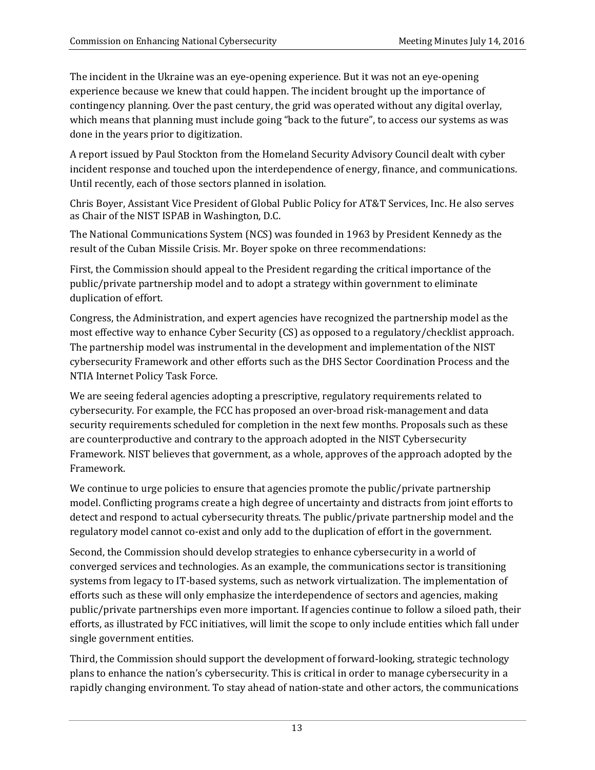The incident in the Ukraine was an eye-opening experience. But it was not an eye-opening experience because we knew that could happen. The incident brought up the importance of contingency planning. Over the past century, the grid was operated without any digital overlay, which means that planning must include going "back to the future", to access our systems as was done in the years prior to digitization.

A report issued by Paul Stockton from the Homeland Security Advisory Council dealt with cyber incident response and touched upon the interdependence of energy, finance, and communications. Until recently, each of those sectors planned in isolation.

Chris Boyer, Assistant Vice President of Global Public Policy for AT&T Services, Inc. He also serves as Chair of the NIST ISPAB in Washington, D.C.

The National Communications System (NCS) was founded in 1963 by President Kennedy as the result of the Cuban Missile Crisis. Mr. Boyer spoke on three recommendations:

First, the Commission should appeal to the President regarding the critical importance of the public/private partnership model and to adopt a strategy within government to eliminate duplication of effort.

Congress, the Administration, and expert agencies have recognized the partnership model as the most effective way to enhance Cyber Security (CS) as opposed to a regulatory/checklist approach. The partnership model was instrumental in the development and implementation of the NIST cybersecurity Framework and other efforts such as the DHS Sector Coordination Process and the NTIA Internet Policy Task Force.

We are seeing federal agencies adopting a prescriptive, regulatory requirements related to cybersecurity. For example, the FCC has proposed an over-broad risk-management and data security requirements scheduled for completion in the next few months. Proposals such as these are counterproductive and contrary to the approach adopted in the NIST Cybersecurity Framework. NIST believes that government, as a whole, approves of the approach adopted by the Framework.

We continue to urge policies to ensure that agencies promote the public/private partnership model. Conflicting programs create a high degree of uncertainty and distracts from joint efforts to detect and respond to actual cybersecurity threats. The public/private partnership model and the regulatory model cannot co-exist and only add to the duplication of effort in the government.

Second, the Commission should develop strategies to enhance cybersecurity in a world of converged services and technologies. As an example, the communications sector is transitioning systems from legacy to IT-based systems, such as network virtualization. The implementation of efforts such as these will only emphasize the interdependence of sectors and agencies, making public/private partnerships even more important. If agencies continue to follow a siloed path, their efforts, as illustrated by FCC initiatives, will limit the scope to only include entities which fall under single government entities.

Third, the Commission should support the development of forward-looking, strategic technology plans to enhance the nation's cybersecurity. This is critical in order to manage cybersecurity in a rapidly changing environment. To stay ahead of nation-state and other actors, the communications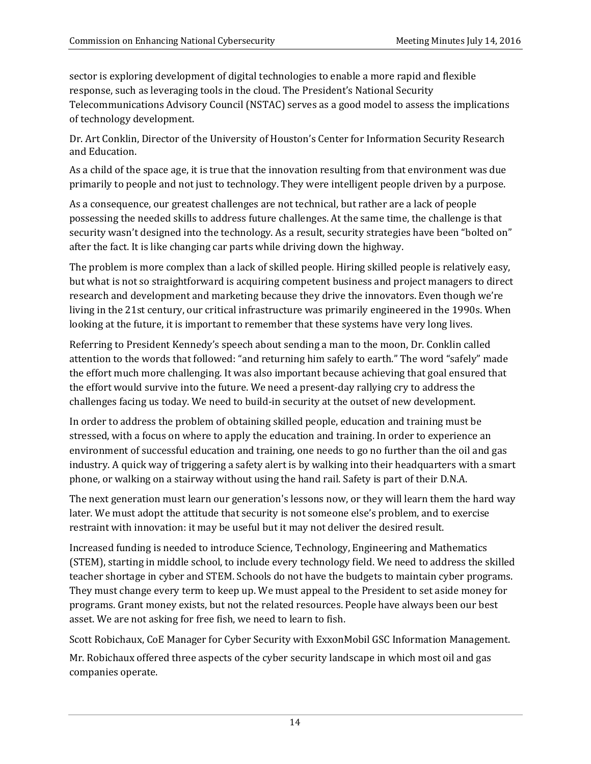sector is exploring development of digital technologies to enable a more rapid and flexible response, such as leveraging tools in the cloud. The President's National Security Telecommunications Advisory Council (NSTAC) serves as a good model to assess the implications of technology development.

Dr. Art Conklin, Director of the University of Houston's Center for Information Security Research and Education.

As a child of the space age, it is true that the innovation resulting from that environment was due primarily to people and not just to technology. They were intelligent people driven by a purpose.

As a consequence, our greatest challenges are not technical, but rather are a lack of people possessing the needed skills to address future challenges. At the same time, the challenge is that security wasn't designed into the technology. As a result, security strategies have been "bolted on" after the fact. It is like changing car parts while driving down the highway.

The problem is more complex than a lack of skilled people. Hiring skilled people is relatively easy, but what is not so straightforward is acquiring competent business and project managers to direct research and development and marketing because they drive the innovators. Even though we're living in the 21st century, our critical infrastructure was primarily engineered in the 1990s. When looking at the future, it is important to remember that these systems have very long lives.

Referring to President Kennedy's speech about sending a man to the moon, Dr. Conklin called attention to the words that followed: "and returning him safely to earth." The word "safely" made the effort much more challenging. It was also important because achieving that goal ensured that the effort would survive into the future. We need a present-day rallying cry to address the challenges facing us today. We need to build-in security at the outset of new development.

In order to address the problem of obtaining skilled people, education and training must be stressed, with a focus on where to apply the education and training. In order to experience an environment of successful education and training, one needs to go no further than the oil and gas industry. A quick way of triggering a safety alert is by walking into their headquarters with a smart phone, or walking on a stairway without using the hand rail. Safety is part of their D.N.A.

The next generation must learn our generation's lessons now, or they will learn them the hard way later. We must adopt the attitude that security is not someone else's problem, and to exercise restraint with innovation: it may be useful but it may not deliver the desired result.

Increased funding is needed to introduce Science, Technology, Engineering and Mathematics (STEM), starting in middle school, to include every technology field. We need to address the skilled teacher shortage in cyber and STEM. Schools do not have the budgets to maintain cyber programs. They must change every term to keep up. We must appeal to the President to set aside money for programs. Grant money exists, but not the related resources. People have always been our best asset. We are not asking for free fish, we need to learn to fish.

Scott Robichaux, CoE Manager for Cyber Security with ExxonMobil GSC Information Management.

Mr. Robichaux offered three aspects of the cyber security landscape in which most oil and gas companies operate.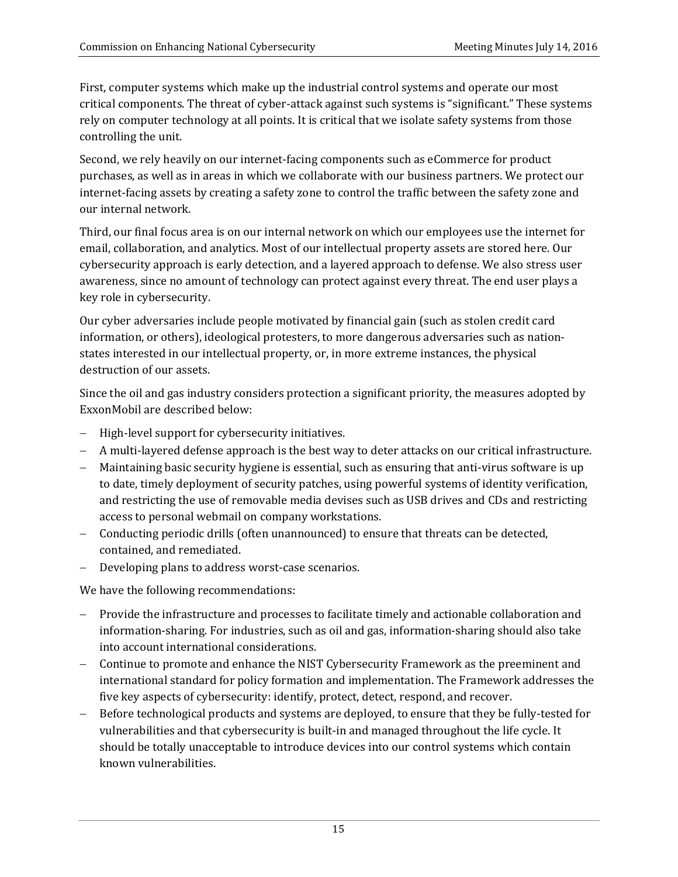First, computer systems which make up the industrial control systems and operate our most critical components. The threat of cyber-attack against such systems is "significant." These systems rely on computer technology at all points. It is critical that we isolate safety systems from those controlling the unit.

Second, we rely heavily on our internet-facing components such as eCommerce for product purchases, as well as in areas in which we collaborate with our business partners. We protect our internet-facing assets by creating a safety zone to control the traffic between the safety zone and our internal network.

Third, our final focus area is on our internal network on which our employees use the internet for email, collaboration, and analytics. Most of our intellectual property assets are stored here. Our cybersecurity approach is early detection, and a layered approach to defense. We also stress user awareness, since no amount of technology can protect against every threat. The end user plays a key role in cybersecurity.

Our cyber adversaries include people motivated by financial gain (such as stolen credit card information, or others), ideological protesters, to more dangerous adversaries such as nation-states interested in our intellectual property, or, in more extreme instances, the physical destruction of our assets.

Since the oil and gas industry considers protection a significant priority, the measures adopted by ExxonMobil are described below:

- High-level support for cybersecurity initiatives.
- A multi-layered defense approach is the best way to deter attacks on our critical infrastructure.
- Maintaining basic security hygiene is essential, such as ensuring that anti-virus software is up to date, timely deployment of security patches, using powerful systems of identity verification, and restricting the use of removable media devises such as USB drives and CDs and restricting access to personal webmail on company workstations.
- Conducting periodic drills (often unannounced) to ensure that threats can be detected, contained, and remediated.
- Developing plans to address worst-case scenarios.

We have the following recommendations:

- Provide the infrastructure and processes to facilitate timely and actionable collaboration and information-sharing. For industries, such as oil and gas, information-sharing should also take into account international considerations.
- Continue to promote and enhance the NIST Cybersecurity Framework as the preeminent and international standard for policy formation and implementation. The Framework addresses the five key aspects of cybersecurity: identify, protect, detect, respond, and recover.
- Before technological products and systems are deployed, to ensure that they be fully-tested for vulnerabilities and that cybersecurity is built-in and managed throughout the life cycle. It should be totally unacceptable to introduce devices into our control systems which contain known vulnerabilities.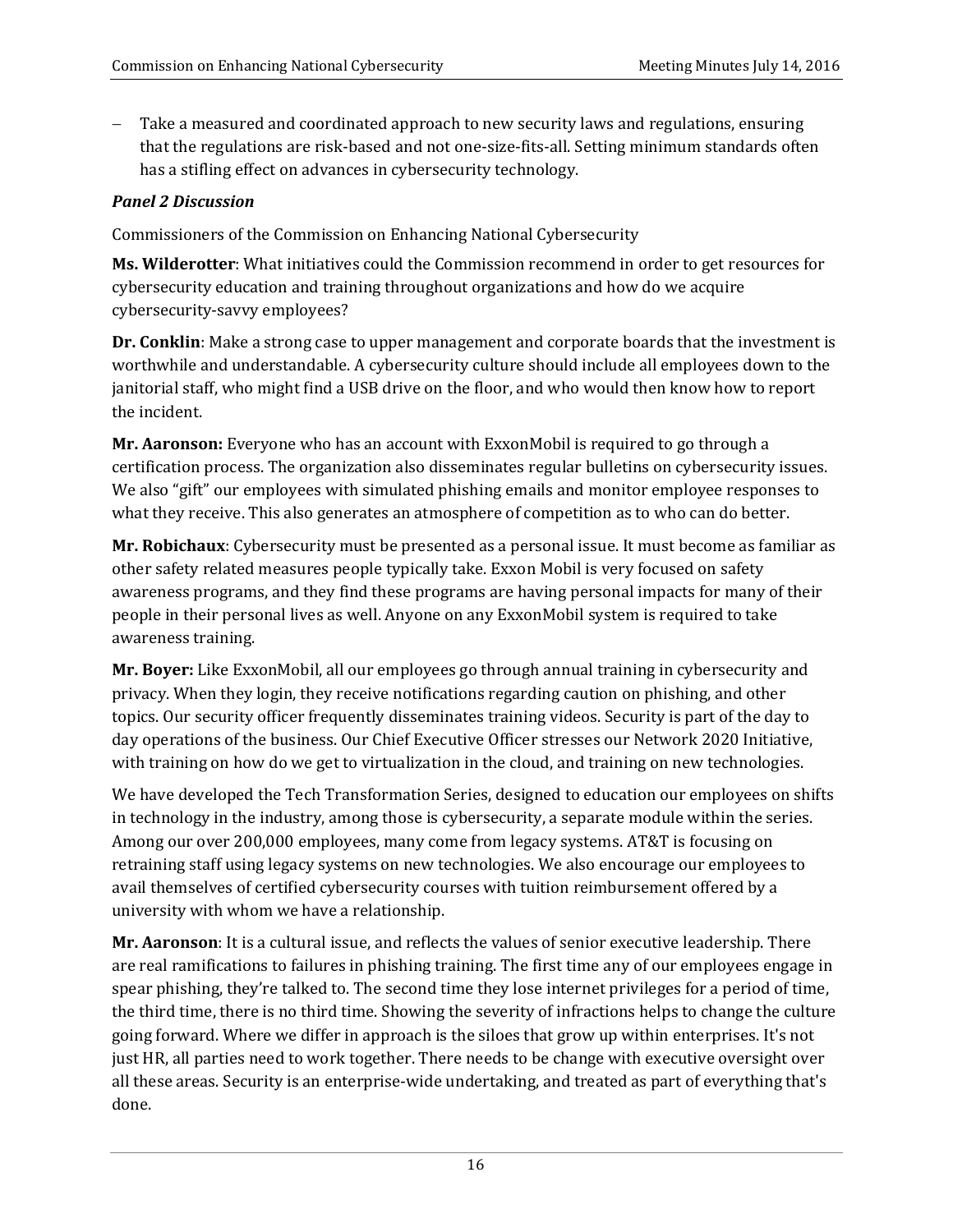- Take a measured and coordinated approach to new security laws and regulations, ensuring that the regulations are risk-based and not one-size-fits-all. Setting minimum standards often has a stifling effect on advances in cybersecurity technology.

***Panel 2 Discussion***

Commissioners of the Commission on Enhancing National Cybersecurity

**Ms. Wilderotter**: What initiatives could the Commission recommend in order to get resources for cybersecurity education and training throughout organizations and how do we acquire cybersecurity-savvy employees?

**Dr. Conklin**: Make a strong case to upper management and corporate boards that the investment is worthwhile and understandable. A cybersecurity culture should include all employees down to the janitorial staff, who might find a USB drive on the floor, and who would then know how to report the incident.

**Mr. Aaronson:** Everyone who has an account with ExxonMobil is required to go through a certification process. The organization also disseminates regular bulletins on cybersecurity issues. We also "gift" our employees with simulated phishing emails and monitor employee responses to what they receive. This also generates an atmosphere of competition as to who can do better.

**Mr. Robichaux**: Cybersecurity must be presented as a personal issue. It must become as familiar as other safety related measures people typically take. Exxon Mobil is very focused on safety awareness programs, and they find these programs are having personal impacts for many of their people in their personal lives as well. Anyone on any ExxonMobil system is required to take awareness training.

**Mr. Boyer:** Like ExxonMobil, all our employees go through annual training in cybersecurity and privacy. When they login, they receive notifications regarding caution on phishing, and other topics. Our security officer frequently disseminates training videos. Security is part of the day to day operations of the business. Our Chief Executive Officer stresses our Network 2020 Initiative, with training on how do we get to virtualization in the cloud, and training on new technologies.

We have developed the Tech Transformation Series, designed to education our employees on shifts in technology in the industry, among those is cybersecurity, a separate module within the series. Among our over 200,000 employees, many come from legacy systems. AT&T is focusing on retraining staff using legacy systems on new technologies. We also encourage our employees to avail themselves of certified cybersecurity courses with tuition reimbursement offered by a university with whom we have a relationship.

**Mr. Aaronson**: It is a cultural issue, and reflects the values of senior executive leadership. There are real ramifications to failures in phishing training. The first time any of our employees engage in spear phishing, they're talked to. The second time they lose internet privileges for a period of time, the third time, there is no third time. Showing the severity of infractions helps to change the culture going forward. Where we differ in approach is the siloes that grow up within enterprises. It's not just HR, all parties need to work together. There needs to be change with executive oversight over all these areas. Security is an enterprise-wide undertaking, and treated as part of everything that's done.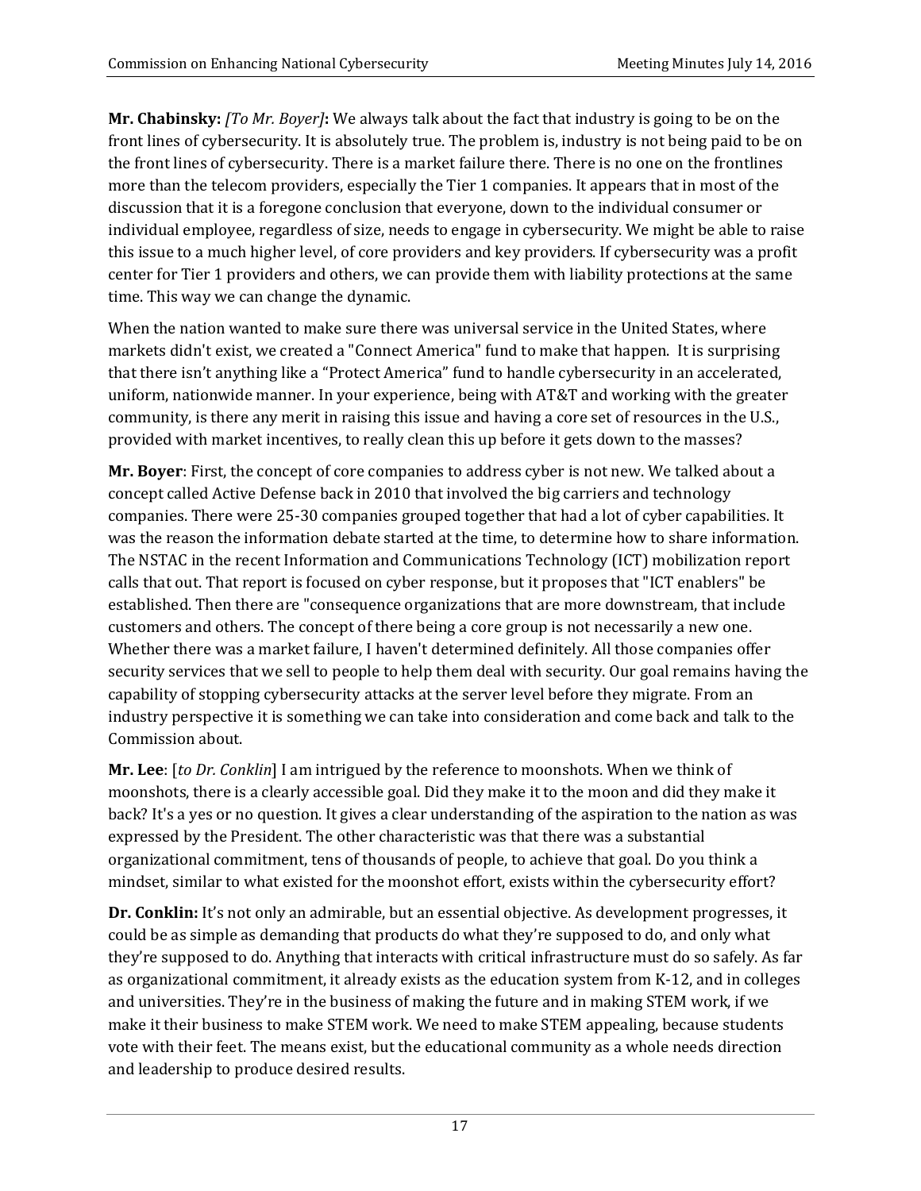**Mr. Chabinsky:** *[To Mr. Boyer]***:** We always talk about the fact that industry is going to be on the front lines of cybersecurity. It is absolutely true. The problem is, industry is not being paid to be on the front lines of cybersecurity. There is a market failure there. There is no one on the frontlines more than the telecom providers, especially the Tier 1 companies. It appears that in most of the discussion that it is a foregone conclusion that everyone, down to the individual consumer or individual employee, regardless of size, needs to engage in cybersecurity. We might be able to raise this issue to a much higher level, of core providers and key providers. If cybersecurity was a profit center for Tier 1 providers and others, we can provide them with liability protections at the same time. This way we can change the dynamic.

When the nation wanted to make sure there was universal service in the United States, where markets didn't exist, we created a "Connect America" fund to make that happen. It is surprising that there isn't anything like a "Protect America" fund to handle cybersecurity in an accelerated, uniform, nationwide manner. In your experience, being with AT&T and working with the greater community, is there any merit in raising this issue and having a core set of resources in the U.S., provided with market incentives, to really clean this up before it gets down to the masses?

**Mr. Boyer**: First, the concept of core companies to address cyber is not new. We talked about a concept called Active Defense back in 2010 that involved the big carriers and technology companies. There were 25-30 companies grouped together that had a lot of cyber capabilities. It was the reason the information debate started at the time, to determine how to share information. The NSTAC in the recent Information and Communications Technology (ICT) mobilization report calls that out. That report is focused on cyber response, but it proposes that "ICT enablers" be established. Then there are "consequence organizations that are more downstream, that include customers and others. The concept of there being a core group is not necessarily a new one. Whether there was a market failure, I haven't determined definitely. All those companies offer security services that we sell to people to help them deal with security. Our goal remains having the capability of stopping cybersecurity attacks at the server level before they migrate. From an industry perspective it is something we can take into consideration and come back and talk to the Commission about.

**Mr. Lee**: [*to Dr. Conklin*] I am intrigued by the reference to moonshots. When we think of moonshots, there is a clearly accessible goal. Did they make it to the moon and did they make it back? It's a yes or no question. It gives a clear understanding of the aspiration to the nation as was expressed by the President. The other characteristic was that there was a substantial organizational commitment, tens of thousands of people, to achieve that goal. Do you think a mindset, similar to what existed for the moonshot effort, exists within the cybersecurity effort?

**Dr. Conklin:** It's not only an admirable, but an essential objective. As development progresses, it could be as simple as demanding that products do what they're supposed to do, and only what they're supposed to do. Anything that interacts with critical infrastructure must do so safely. As far as organizational commitment, it already exists as the education system from K-12, and in colleges and universities. They're in the business of making the future and in making STEM work, if we make it their business to make STEM work. We need to make STEM appealing, because students vote with their feet. The means exist, but the educational community as a whole needs direction and leadership to produce desired results.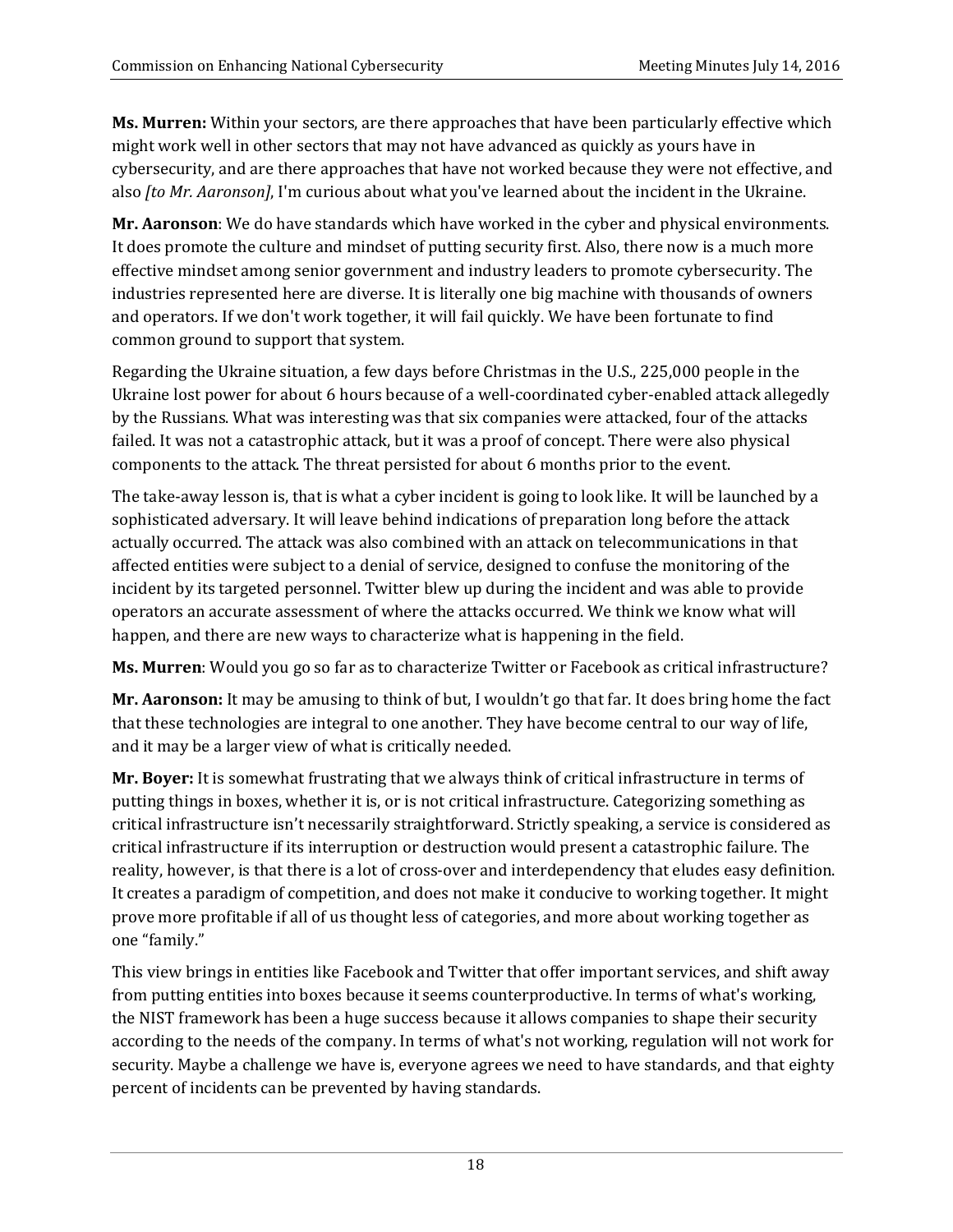**Ms. Murren:** Within your sectors, are there approaches that have been particularly effective which might work well in other sectors that may not have advanced as quickly as yours have in cybersecurity, and are there approaches that have not worked because they were not effective, and also *[to Mr. Aaronson]*, I'm curious about what you've learned about the incident in the Ukraine.

**Mr. Aaronson**: We do have standards which have worked in the cyber and physical environments. It does promote the culture and mindset of putting security first. Also, there now is a much more effective mindset among senior government and industry leaders to promote cybersecurity. The industries represented here are diverse. It is literally one big machine with thousands of owners and operators. If we don't work together, it will fail quickly. We have been fortunate to find common ground to support that system.

Regarding the Ukraine situation, a few days before Christmas in the U.S., 225,000 people in the Ukraine lost power for about 6 hours because of a well-coordinated cyber-enabled attack allegedly by the Russians. What was interesting was that six companies were attacked, four of the attacks failed. It was not a catastrophic attack, but it was a proof of concept. There were also physical components to the attack. The threat persisted for about 6 months prior to the event.

The take-away lesson is, that is what a cyber incident is going to look like. It will be launched by a sophisticated adversary. It will leave behind indications of preparation long before the attack actually occurred. The attack was also combined with an attack on telecommunications in that affected entities were subject to a denial of service, designed to confuse the monitoring of the incident by its targeted personnel. Twitter blew up during the incident and was able to provide operators an accurate assessment of where the attacks occurred. We think we know what will happen, and there are new ways to characterize what is happening in the field.

**Ms. Murren**: Would you go so far as to characterize Twitter or Facebook as critical infrastructure?

**Mr. Aaronson:** It may be amusing to think of but, I wouldn't go that far. It does bring home the fact that these technologies are integral to one another. They have become central to our way of life, and it may be a larger view of what is critically needed.

**Mr. Boyer:** It is somewhat frustrating that we always think of critical infrastructure in terms of putting things in boxes, whether it is, or is not critical infrastructure. Categorizing something as critical infrastructure isn't necessarily straightforward. Strictly speaking, a service is considered as critical infrastructure if its interruption or destruction would present a catastrophic failure. The reality, however, is that there is a lot of cross-over and interdependency that eludes easy definition. It creates a paradigm of competition, and does not make it conducive to working together. It might prove more profitable if all of us thought less of categories, and more about working together as one "family."

This view brings in entities like Facebook and Twitter that offer important services, and shift away from putting entities into boxes because it seems counterproductive. In terms of what's working, the NIST framework has been a huge success because it allows companies to shape their security according to the needs of the company. In terms of what's not working, regulation will not work for security. Maybe a challenge we have is, everyone agrees we need to have standards, and that eighty percent of incidents can be prevented by having standards.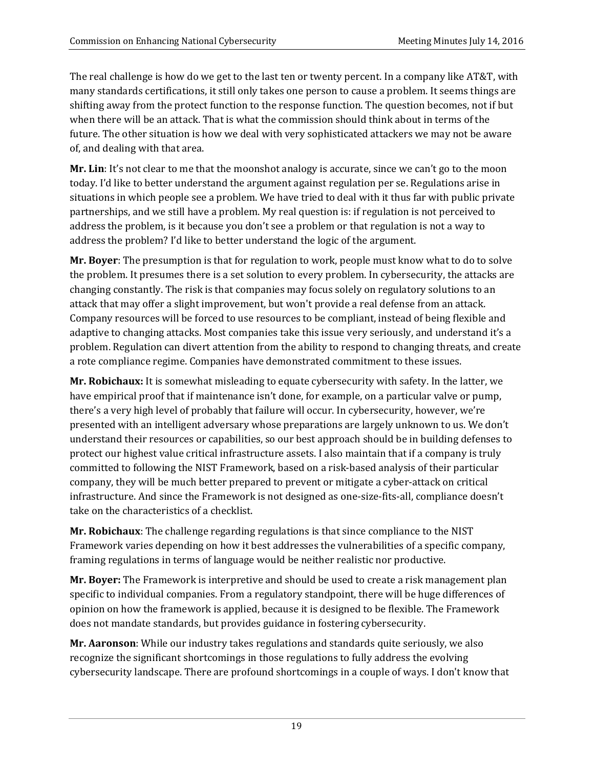The real challenge is how do we get to the last ten or twenty percent. In a company like AT&T, with many standards certifications, it still only takes one person to cause a problem. It seems things are shifting away from the protect function to the response function. The question becomes, not if but when there will be an attack. That is what the commission should think about in terms of the future. The other situation is how we deal with very sophisticated attackers we may not be aware of, and dealing with that area.

**Mr. Lin**: It's not clear to me that the moonshot analogy is accurate, since we can't go to the moon today. I'd like to better understand the argument against regulation per se. Regulations arise in situations in which people see a problem. We have tried to deal with it thus far with public private partnerships, and we still have a problem. My real question is: if regulation is not perceived to address the problem, is it because you don't see a problem or that regulation is not a way to address the problem? I'd like to better understand the logic of the argument.

**Mr. Boyer**: The presumption is that for regulation to work, people must know what to do to solve the problem. It presumes there is a set solution to every problem. In cybersecurity, the attacks are changing constantly. The risk is that companies may focus solely on regulatory solutions to an attack that may offer a slight improvement, but won't provide a real defense from an attack. Company resources will be forced to use resources to be compliant, instead of being flexible and adaptive to changing attacks. Most companies take this issue very seriously, and understand it's a problem. Regulation can divert attention from the ability to respond to changing threats, and create a rote compliance regime. Companies have demonstrated commitment to these issues.

**Mr. Robichaux:** It is somewhat misleading to equate cybersecurity with safety. In the latter, we have empirical proof that if maintenance isn't done, for example, on a particular valve or pump, there's a very high level of probably that failure will occur. In cybersecurity, however, we're presented with an intelligent adversary whose preparations are largely unknown to us. We don't understand their resources or capabilities, so our best approach should be in building defenses to protect our highest value critical infrastructure assets. I also maintain that if a company is truly committed to following the NIST Framework, based on a risk-based analysis of their particular company, they will be much better prepared to prevent or mitigate a cyber-attack on critical infrastructure. And since the Framework is not designed as one-size-fits-all, compliance doesn't take on the characteristics of a checklist.

**Mr. Robichaux**: The challenge regarding regulations is that since compliance to the NIST Framework varies depending on how it best addresses the vulnerabilities of a specific company, framing regulations in terms of language would be neither realistic nor productive.

**Mr. Boyer:** The Framework is interpretive and should be used to create a risk management plan specific to individual companies. From a regulatory standpoint, there will be huge differences of opinion on how the framework is applied, because it is designed to be flexible. The Framework does not mandate standards, but provides guidance in fostering cybersecurity.

**Mr. Aaronson**: While our industry takes regulations and standards quite seriously, we also recognize the significant shortcomings in those regulations to fully address the evolving cybersecurity landscape. There are profound shortcomings in a couple of ways. I don't know that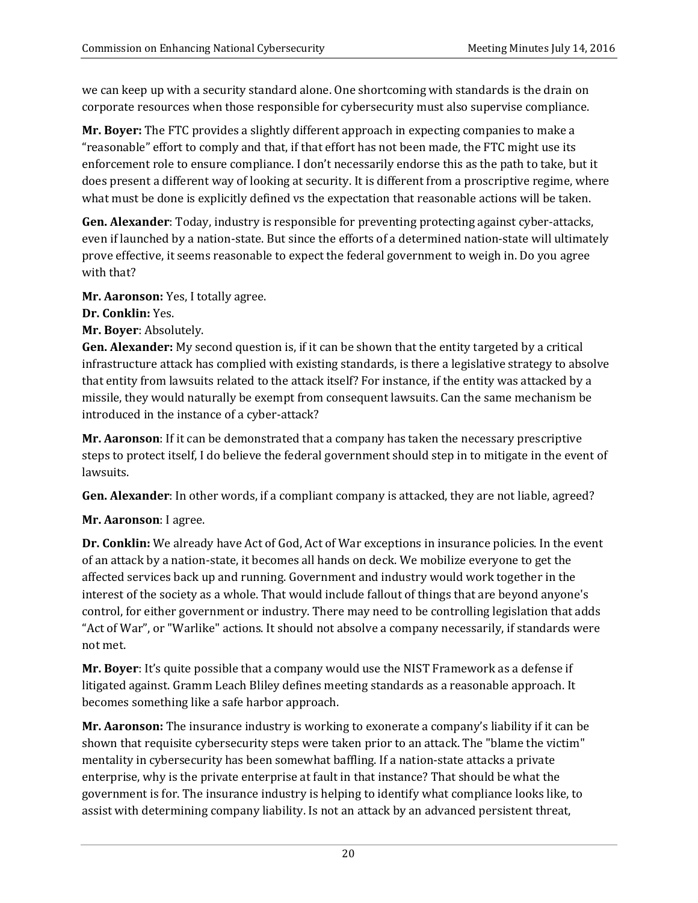we can keep up with a security standard alone. One shortcoming with standards is the drain on corporate resources when those responsible for cybersecurity must also supervise compliance.

**Mr. Boyer:** The FTC provides a slightly different approach in expecting companies to make a "reasonable" effort to comply and that, if that effort has not been made, the FTC might use its enforcement role to ensure compliance. I don't necessarily endorse this as the path to take, but it does present a different way of looking at security. It is different from a proscriptive regime, where what must be done is explicitly defined vs the expectation that reasonable actions will be taken.

**Gen. Alexander**: Today, industry is responsible for preventing protecting against cyber-attacks, even if launched by a nation-state. But since the efforts of a determined nation-state will ultimately prove effective, it seems reasonable to expect the federal government to weigh in. Do you agree with that?

**Mr. Aaronson:** Yes, I totally agree.
**Dr. Conklin:** Yes.
**Mr. Boyer**: Absolutely.
**Gen. Alexander:** My second question is, if it can be shown that the entity targeted by a critical infrastructure attack has complied with existing standards, is there a legislative strategy to absolve that entity from lawsuits related to the attack itself? For instance, if the entity was attacked by a missile, they would naturally be exempt from consequent lawsuits. Can the same mechanism be introduced in the instance of a cyber-attack?

**Mr. Aaronson**: If it can be demonstrated that a company has taken the necessary prescriptive steps to protect itself, I do believe the federal government should step in to mitigate in the event of lawsuits.

**Gen. Alexander**: In other words, if a compliant company is attacked, they are not liable, agreed?

**Mr. Aaronson**: I agree.

**Dr. Conklin:** We already have Act of God, Act of War exceptions in insurance policies. In the event of an attack by a nation-state, it becomes all hands on deck. We mobilize everyone to get the affected services back up and running. Government and industry would work together in the interest of the society as a whole. That would include fallout of things that are beyond anyone's control, for either government or industry. There may need to be controlling legislation that adds "Act of War", or "Warlike" actions. It should not absolve a company necessarily, if standards were not met.

**Mr. Boyer**: It's quite possible that a company would use the NIST Framework as a defense if litigated against. Gramm Leach Bliley defines meeting standards as a reasonable approach. It becomes something like a safe harbor approach.

**Mr. Aaronson:** The insurance industry is working to exonerate a company's liability if it can be shown that requisite cybersecurity steps were taken prior to an attack. The "blame the victim" mentality in cybersecurity has been somewhat baffling. If a nation-state attacks a private enterprise, why is the private enterprise at fault in that instance? That should be what the government is for. The insurance industry is helping to identify what compliance looks like, to assist with determining company liability. Is not an attack by an advanced persistent threat,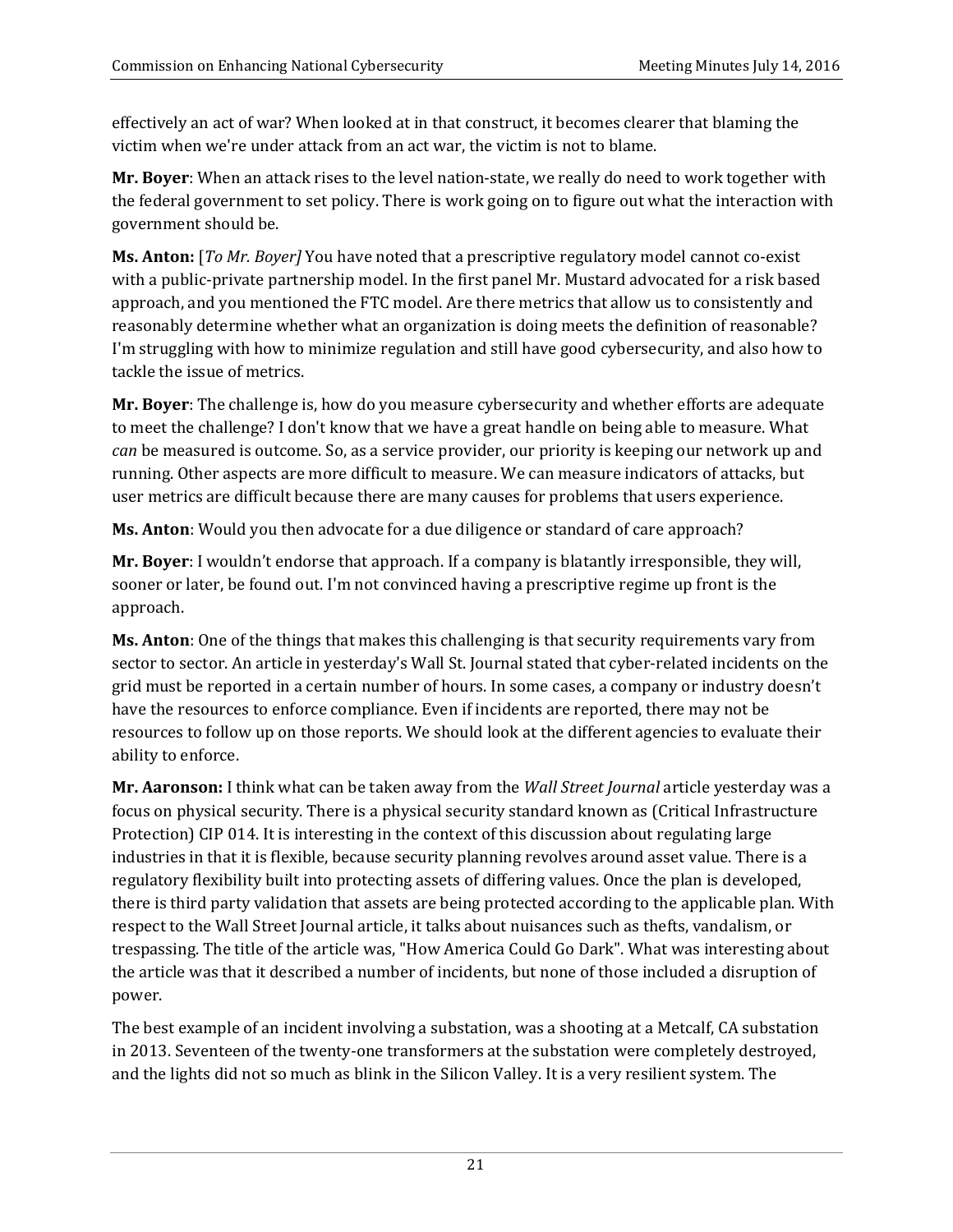effectively an act of war? When looked at in that construct, it becomes clearer that blaming the victim when we're under attack from an act war, the victim is not to blame.

**Mr. Boyer**: When an attack rises to the level nation-state, we really do need to work together with the federal government to set policy. There is work going on to figure out what the interaction with government should be.

**Ms. Anton:** [*To Mr. Boyer]* You have noted that a prescriptive regulatory model cannot co-exist with a public-private partnership model. In the first panel Mr. Mustard advocated for a risk based approach, and you mentioned the FTC model. Are there metrics that allow us to consistently and reasonably determine whether what an organization is doing meets the definition of reasonable? I'm struggling with how to minimize regulation and still have good cybersecurity, and also how to tackle the issue of metrics.

**Mr. Boyer**: The challenge is, how do you measure cybersecurity and whether efforts are adequate to meet the challenge? I don't know that we have a great handle on being able to measure. What *can* be measured is outcome. So, as a service provider, our priority is keeping our network up and running. Other aspects are more difficult to measure. We can measure indicators of attacks, but user metrics are difficult because there are many causes for problems that users experience.

**Ms. Anton**: Would you then advocate for a due diligence or standard of care approach?

**Mr. Boyer**: I wouldn't endorse that approach. If a company is blatantly irresponsible, they will, sooner or later, be found out. I'm not convinced having a prescriptive regime up front is the approach.

**Ms. Anton**: One of the things that makes this challenging is that security requirements vary from sector to sector. An article in yesterday's Wall St. Journal stated that cyber-related incidents on the grid must be reported in a certain number of hours. In some cases, a company or industry doesn't have the resources to enforce compliance. Even if incidents are reported, there may not be resources to follow up on those reports. We should look at the different agencies to evaluate their ability to enforce.

**Mr. Aaronson:** I think what can be taken away from the *Wall Street Journal* article yesterday was a focus on physical security. There is a physical security standard known as (Critical Infrastructure Protection) CIP 014. It is interesting in the context of this discussion about regulating large industries in that it is flexible, because security planning revolves around asset value. There is a regulatory flexibility built into protecting assets of differing values. Once the plan is developed, there is third party validation that assets are being protected according to the applicable plan. With respect to the Wall Street Journal article, it talks about nuisances such as thefts, vandalism, or trespassing. The title of the article was, "How America Could Go Dark". What was interesting about the article was that it described a number of incidents, but none of those included a disruption of power.

The best example of an incident involving a substation, was a shooting at a Metcalf, CA substation in 2013. Seventeen of the twenty-one transformers at the substation were completely destroyed, and the lights did not so much as blink in the Silicon Valley. It is a very resilient system. The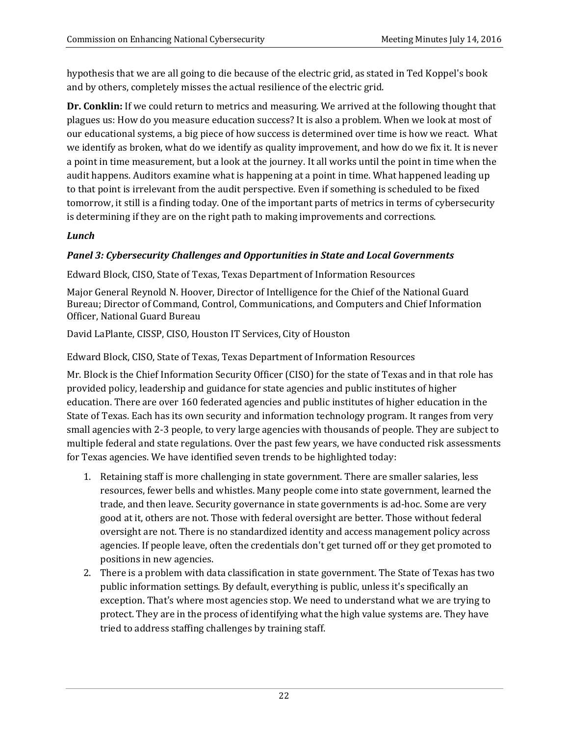hypothesis that we are all going to die because of the electric grid, as stated in Ted Koppel's book and by others, completely misses the actual resilience of the electric grid.

**Dr. Conklin:** If we could return to metrics and measuring. We arrived at the following thought that plagues us: How do you measure education success? It is also a problem. When we look at most of our educational systems, a big piece of how success is determined over time is how we react. What we identify as broken, what do we identify as quality improvement, and how do we fix it. It is never a point in time measurement, but a look at the journey. It all works until the point in time when the audit happens. Auditors examine what is happening at a point in time. What happened leading up to that point is irrelevant from the audit perspective. Even if something is scheduled to be fixed tomorrow, it still is a finding today. One of the important parts of metrics in terms of cybersecurity is determining if they are on the right path to making improvements and corrections.

***Lunch***

***Panel 3: Cybersecurity Challenges and Opportunities in State and Local Governments***

Edward Block, CISO, State of Texas, Texas Department of Information Resources

Major General Reynold N. Hoover, Director of Intelligence for the Chief of the National Guard Bureau; Director of Command, Control, Communications, and Computers and Chief Information Officer, National Guard Bureau

David LaPlante, CISSP, CISO, Houston IT Services, City of Houston

Edward Block, CISO, State of Texas, Texas Department of Information Resources

Mr. Block is the Chief Information Security Officer (CISO) for the state of Texas and in that role has provided policy, leadership and guidance for state agencies and public institutes of higher education. There are over 160 federated agencies and public institutes of higher education in the State of Texas. Each has its own security and information technology program. It ranges from very small agencies with 2-3 people, to very large agencies with thousands of people. They are subject to multiple federal and state regulations. Over the past few years, we have conducted risk assessments for Texas agencies. We have identified seven trends to be highlighted today:

1. Retaining staff is more challenging in state government. There are smaller salaries, less resources, fewer bells and whistles. Many people come into state government, learned the trade, and then leave. Security governance in state governments is ad-hoc. Some are very good at it, others are not. Those with federal oversight are better. Those without federal oversight are not. There is no standardized identity and access management policy across agencies. If people leave, often the credentials don't get turned off or they get promoted to positions in new agencies.
2. There is a problem with data classification in state government. The State of Texas has two public information settings. By default, everything is public, unless it's specifically an exception. That's where most agencies stop. We need to understand what we are trying to protect. They are in the process of identifying what the high value systems are. They have tried to address staffing challenges by training staff.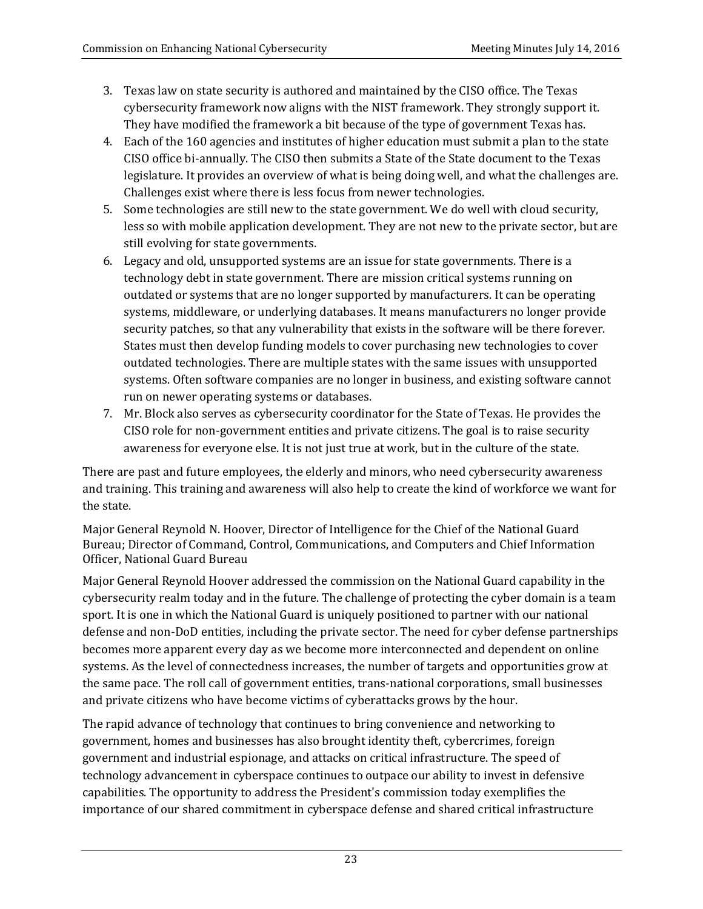3. Texas law on state security is authored and maintained by the CISO office. The Texas cybersecurity framework now aligns with the NIST framework. They strongly support it. They have modified the framework a bit because of the type of government Texas has.
4. Each of the 160 agencies and institutes of higher education must submit a plan to the state CISO office bi-annually. The CISO then submits a State of the State document to the Texas legislature. It provides an overview of what is being doing well, and what the challenges are. Challenges exist where there is less focus from newer technologies.
5. Some technologies are still new to the state government. We do well with cloud security, less so with mobile application development. They are not new to the private sector, but are still evolving for state governments.
6. Legacy and old, unsupported systems are an issue for state governments. There is a technology debt in state government. There are mission critical systems running on outdated or systems that are no longer supported by manufacturers. It can be operating systems, middleware, or underlying databases. It means manufacturers no longer provide security patches, so that any vulnerability that exists in the software will be there forever. States must then develop funding models to cover purchasing new technologies to cover outdated technologies. There are multiple states with the same issues with unsupported systems. Often software companies are no longer in business, and existing software cannot run on newer operating systems or databases.
7. Mr. Block also serves as cybersecurity coordinator for the State of Texas. He provides the CISO role for non-government entities and private citizens. The goal is to raise security awareness for everyone else. It is not just true at work, but in the culture of the state.

There are past and future employees, the elderly and minors, who need cybersecurity awareness and training. This training and awareness will also help to create the kind of workforce we want for the state.

Major General Reynold N. Hoover, Director of Intelligence for the Chief of the National Guard Bureau; Director of Command, Control, Communications, and Computers and Chief Information Officer, National Guard Bureau

Major General Reynold Hoover addressed the commission on the National Guard capability in the cybersecurity realm today and in the future. The challenge of protecting the cyber domain is a team sport. It is one in which the National Guard is uniquely positioned to partner with our national defense and non-DoD entities, including the private sector. The need for cyber defense partnerships becomes more apparent every day as we become more interconnected and dependent on online systems. As the level of connectedness increases, the number of targets and opportunities grow at the same pace. The roll call of government entities, trans-national corporations, small businesses and private citizens who have become victims of cyberattacks grows by the hour.

The rapid advance of technology that continues to bring convenience and networking to government, homes and businesses has also brought identity theft, cybercrimes, foreign government and industrial espionage, and attacks on critical infrastructure. The speed of technology advancement in cyberspace continues to outpace our ability to invest in defensive capabilities. The opportunity to address the President's commission today exemplifies the importance of our shared commitment in cyberspace defense and shared critical infrastructure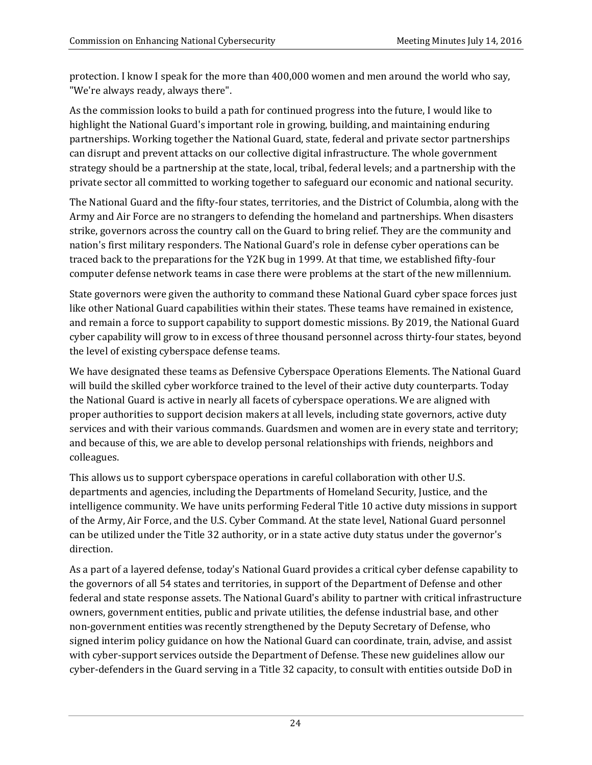protection. I know I speak for the more than 400,000 women and men around the world who say, "We're always ready, always there".

As the commission looks to build a path for continued progress into the future, I would like to highlight the National Guard's important role in growing, building, and maintaining enduring partnerships. Working together the National Guard, state, federal and private sector partnerships can disrupt and prevent attacks on our collective digital infrastructure. The whole government strategy should be a partnership at the state, local, tribal, federal levels; and a partnership with the private sector all committed to working together to safeguard our economic and national security.

The National Guard and the fifty-four states, territories, and the District of Columbia, along with the Army and Air Force are no strangers to defending the homeland and partnerships. When disasters strike, governors across the country call on the Guard to bring relief. They are the community and nation's first military responders. The National Guard's role in defense cyber operations can be traced back to the preparations for the Y2K bug in 1999. At that time, we established fifty-four computer defense network teams in case there were problems at the start of the new millennium.

State governors were given the authority to command these National Guard cyber space forces just like other National Guard capabilities within their states. These teams have remained in existence, and remain a force to support capability to support domestic missions. By 2019, the National Guard cyber capability will grow to in excess of three thousand personnel across thirty-four states, beyond the level of existing cyberspace defense teams.

We have designated these teams as Defensive Cyberspace Operations Elements. The National Guard will build the skilled cyber workforce trained to the level of their active duty counterparts. Today the National Guard is active in nearly all facets of cyberspace operations. We are aligned with proper authorities to support decision makers at all levels, including state governors, active duty services and with their various commands. Guardsmen and women are in every state and territory; and because of this, we are able to develop personal relationships with friends, neighbors and colleagues.

This allows us to support cyberspace operations in careful collaboration with other U.S. departments and agencies, including the Departments of Homeland Security, Justice, and the intelligence community. We have units performing Federal Title 10 active duty missions in support of the Army, Air Force, and the U.S. Cyber Command. At the state level, National Guard personnel can be utilized under the Title 32 authority, or in a state active duty status under the governor's direction.

As a part of a layered defense, today's National Guard provides a critical cyber defense capability to the governors of all 54 states and territories, in support of the Department of Defense and other federal and state response assets. The National Guard's ability to partner with critical infrastructure owners, government entities, public and private utilities, the defense industrial base, and other non-government entities was recently strengthened by the Deputy Secretary of Defense, who signed interim policy guidance on how the National Guard can coordinate, train, advise, and assist with cyber-support services outside the Department of Defense. These new guidelines allow our cyber-defenders in the Guard serving in a Title 32 capacity, to consult with entities outside DoD in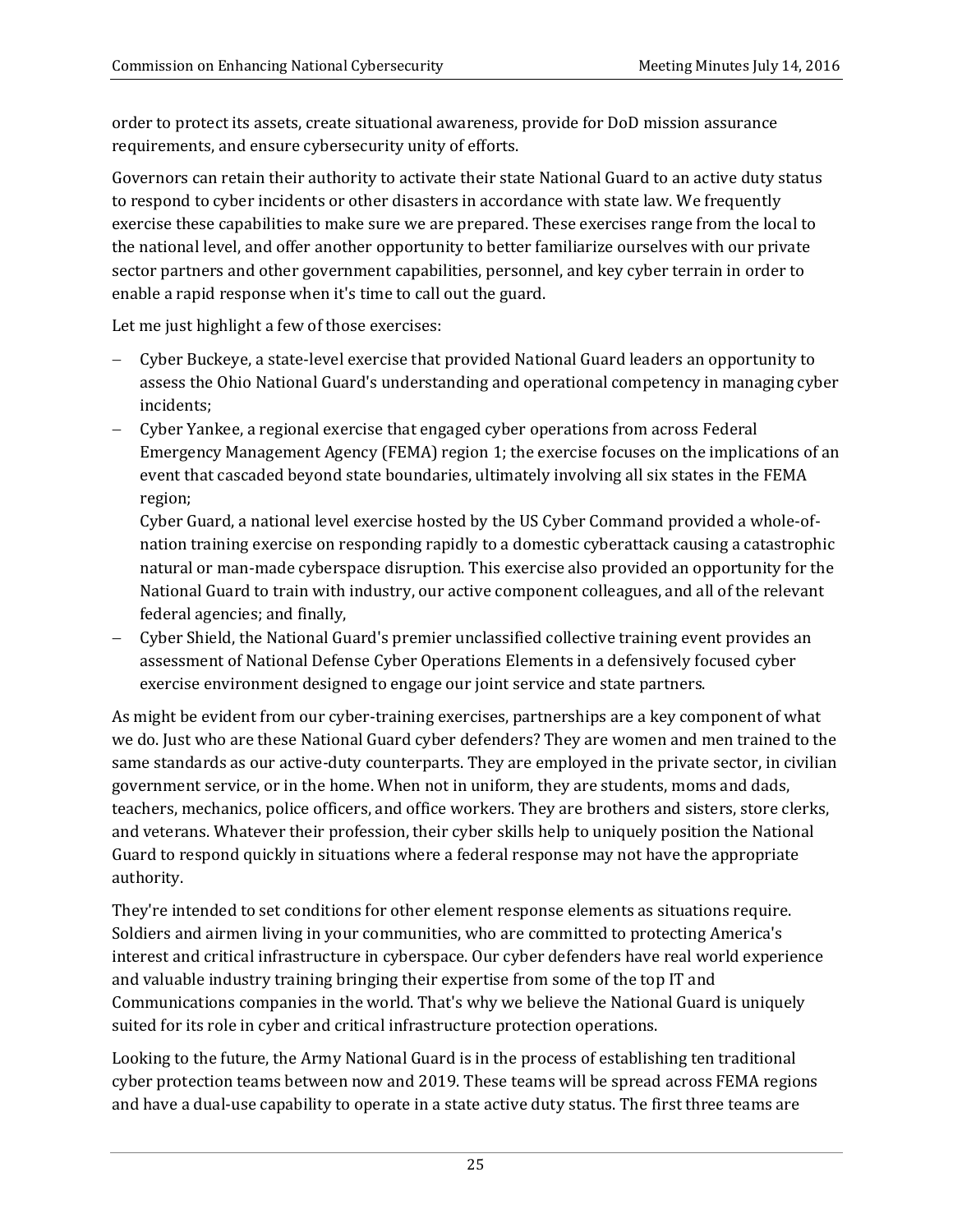order to protect its assets, create situational awareness, provide for DoD mission assurance requirements, and ensure cybersecurity unity of efforts.

Governors can retain their authority to activate their state National Guard to an active duty status to respond to cyber incidents or other disasters in accordance with state law. We frequently exercise these capabilities to make sure we are prepared. These exercises range from the local to the national level, and offer another opportunity to better familiarize ourselves with our private sector partners and other government capabilities, personnel, and key cyber terrain in order to enable a rapid response when it's time to call out the guard.

Let me just highlight a few of those exercises:

- Cyber Buckeye, a state-level exercise that provided National Guard leaders an opportunity to assess the Ohio National Guard's understanding and operational competency in managing cyber incidents;
- Cyber Yankee, a regional exercise that engaged cyber operations from across Federal Emergency Management Agency (FEMA) region 1; the exercise focuses on the implications of an event that cascaded beyond state boundaries, ultimately involving all six states in the FEMA region;

  Cyber Guard, a national level exercise hosted by the US Cyber Command provided a whole-of-nation training exercise on responding rapidly to a domestic cyberattack causing a catastrophic natural or man-made cyberspace disruption. This exercise also provided an opportunity for the National Guard to train with industry, our active component colleagues, and all of the relevant federal agencies; and finally,
- Cyber Shield, the National Guard's premier unclassified collective training event provides an assessment of National Defense Cyber Operations Elements in a defensively focused cyber exercise environment designed to engage our joint service and state partners.

As might be evident from our cyber-training exercises, partnerships are a key component of what we do. Just who are these National Guard cyber defenders? They are women and men trained to the same standards as our active-duty counterparts. They are employed in the private sector, in civilian government service, or in the home. When not in uniform, they are students, moms and dads, teachers, mechanics, police officers, and office workers. They are brothers and sisters, store clerks, and veterans. Whatever their profession, their cyber skills help to uniquely position the National Guard to respond quickly in situations where a federal response may not have the appropriate authority.

They're intended to set conditions for other element response elements as situations require. Soldiers and airmen living in your communities, who are committed to protecting America's interest and critical infrastructure in cyberspace. Our cyber defenders have real world experience and valuable industry training bringing their expertise from some of the top IT and Communications companies in the world. That's why we believe the National Guard is uniquely suited for its role in cyber and critical infrastructure protection operations.

Looking to the future, the Army National Guard is in the process of establishing ten traditional cyber protection teams between now and 2019. These teams will be spread across FEMA regions and have a dual-use capability to operate in a state active duty status. The first three teams are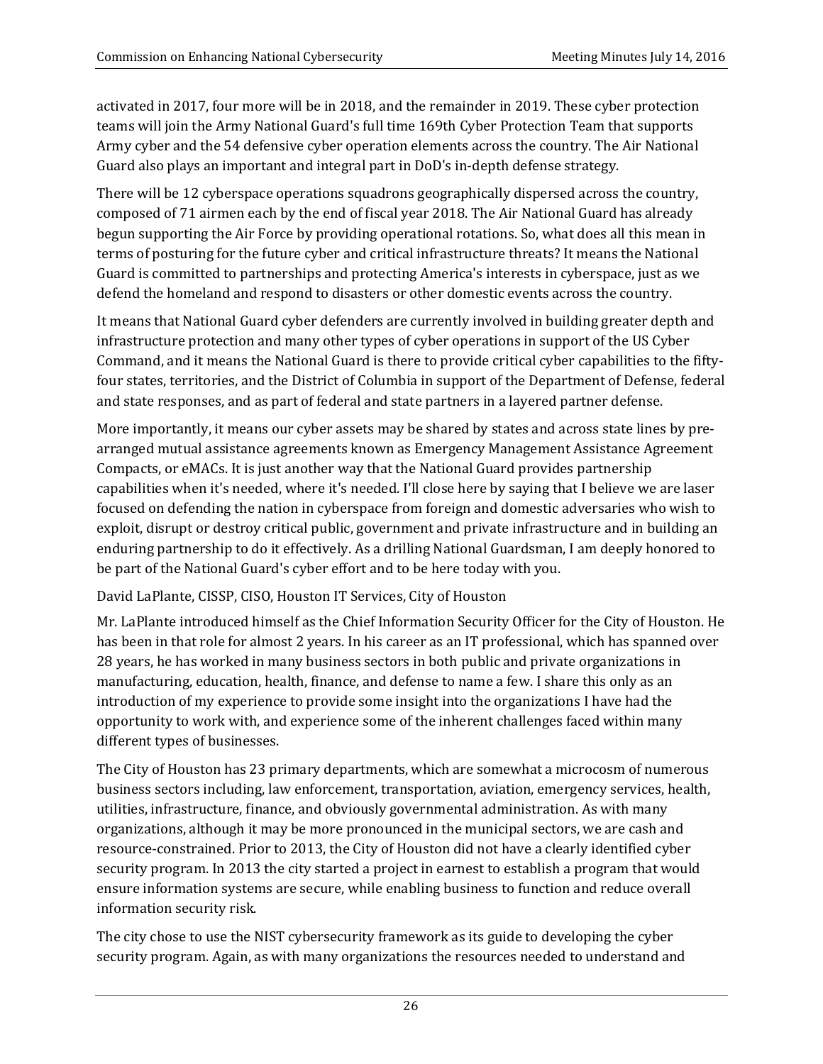activated in 2017, four more will be in 2018, and the remainder in 2019. These cyber protection teams will join the Army National Guard's full time 169th Cyber Protection Team that supports Army cyber and the 54 defensive cyber operation elements across the country. The Air National Guard also plays an important and integral part in DoD's in-depth defense strategy.

There will be 12 cyberspace operations squadrons geographically dispersed across the country, composed of 71 airmen each by the end of fiscal year 2018. The Air National Guard has already begun supporting the Air Force by providing operational rotations. So, what does all this mean in terms of posturing for the future cyber and critical infrastructure threats? It means the National Guard is committed to partnerships and protecting America's interests in cyberspace, just as we defend the homeland and respond to disasters or other domestic events across the country.

It means that National Guard cyber defenders are currently involved in building greater depth and infrastructure protection and many other types of cyber operations in support of the US Cyber Command, and it means the National Guard is there to provide critical cyber capabilities to the fifty-four states, territories, and the District of Columbia in support of the Department of Defense, federal and state responses, and as part of federal and state partners in a layered partner defense.

More importantly, it means our cyber assets may be shared by states and across state lines by pre-arranged mutual assistance agreements known as Emergency Management Assistance Agreement Compacts, or eMACs. It is just another way that the National Guard provides partnership capabilities when it's needed, where it's needed. I'll close here by saying that I believe we are laser focused on defending the nation in cyberspace from foreign and domestic adversaries who wish to exploit, disrupt or destroy critical public, government and private infrastructure and in building an enduring partnership to do it effectively. As a drilling National Guardsman, I am deeply honored to be part of the National Guard's cyber effort and to be here today with you.

David LaPlante, CISSP, CISO, Houston IT Services, City of Houston

Mr. LaPlante introduced himself as the Chief Information Security Officer for the City of Houston. He has been in that role for almost 2 years. In his career as an IT professional, which has spanned over 28 years, he has worked in many business sectors in both public and private organizations in manufacturing, education, health, finance, and defense to name a few. I share this only as an introduction of my experience to provide some insight into the organizations I have had the opportunity to work with, and experience some of the inherent challenges faced within many different types of businesses.

The City of Houston has 23 primary departments, which are somewhat a microcosm of numerous business sectors including, law enforcement, transportation, aviation, emergency services, health, utilities, infrastructure, finance, and obviously governmental administration. As with many organizations, although it may be more pronounced in the municipal sectors, we are cash and resource-constrained. Prior to 2013, the City of Houston did not have a clearly identified cyber security program. In 2013 the city started a project in earnest to establish a program that would ensure information systems are secure, while enabling business to function and reduce overall information security risk.

The city chose to use the NIST cybersecurity framework as its guide to developing the cyber security program. Again, as with many organizations the resources needed to understand and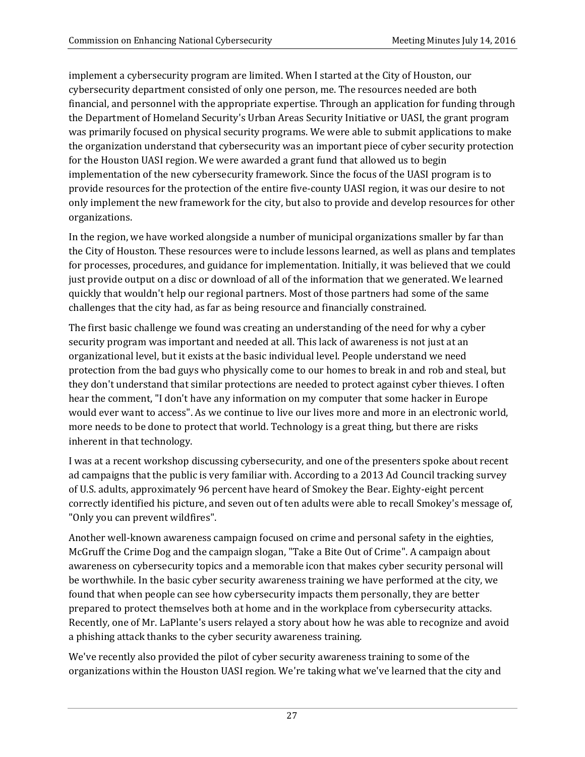implement a cybersecurity program are limited. When I started at the City of Houston, our cybersecurity department consisted of only one person, me. The resources needed are both financial, and personnel with the appropriate expertise. Through an application for funding through the Department of Homeland Security's Urban Areas Security Initiative or UASI, the grant program was primarily focused on physical security programs. We were able to submit applications to make the organization understand that cybersecurity was an important piece of cyber security protection for the Houston UASI region. We were awarded a grant fund that allowed us to begin implementation of the new cybersecurity framework. Since the focus of the UASI program is to provide resources for the protection of the entire five-county UASI region, it was our desire to not only implement the new framework for the city, but also to provide and develop resources for other organizations.

In the region, we have worked alongside a number of municipal organizations smaller by far than the City of Houston. These resources were to include lessons learned, as well as plans and templates for processes, procedures, and guidance for implementation. Initially, it was believed that we could just provide output on a disc or download of all of the information that we generated. We learned quickly that wouldn't help our regional partners. Most of those partners had some of the same challenges that the city had, as far as being resource and financially constrained.

The first basic challenge we found was creating an understanding of the need for why a cyber security program was important and needed at all. This lack of awareness is not just at an organizational level, but it exists at the basic individual level. People understand we need protection from the bad guys who physically come to our homes to break in and rob and steal, but they don't understand that similar protections are needed to protect against cyber thieves. I often hear the comment, "I don't have any information on my computer that some hacker in Europe would ever want to access". As we continue to live our lives more and more in an electronic world, more needs to be done to protect that world. Technology is a great thing, but there are risks inherent in that technology.

I was at a recent workshop discussing cybersecurity, and one of the presenters spoke about recent ad campaigns that the public is very familiar with. According to a 2013 Ad Council tracking survey of U.S. adults, approximately 96 percent have heard of Smokey the Bear. Eighty-eight percent correctly identified his picture, and seven out of ten adults were able to recall Smokey's message of, "Only you can prevent wildfires".

Another well-known awareness campaign focused on crime and personal safety in the eighties, McGruff the Crime Dog and the campaign slogan, "Take a Bite Out of Crime". A campaign about awareness on cybersecurity topics and a memorable icon that makes cyber security personal will be worthwhile. In the basic cyber security awareness training we have performed at the city, we found that when people can see how cybersecurity impacts them personally, they are better prepared to protect themselves both at home and in the workplace from cybersecurity attacks. Recently, one of Mr. LaPlante's users relayed a story about how he was able to recognize and avoid a phishing attack thanks to the cyber security awareness training.

We've recently also provided the pilot of cyber security awareness training to some of the organizations within the Houston UASI region. We're taking what we've learned that the city and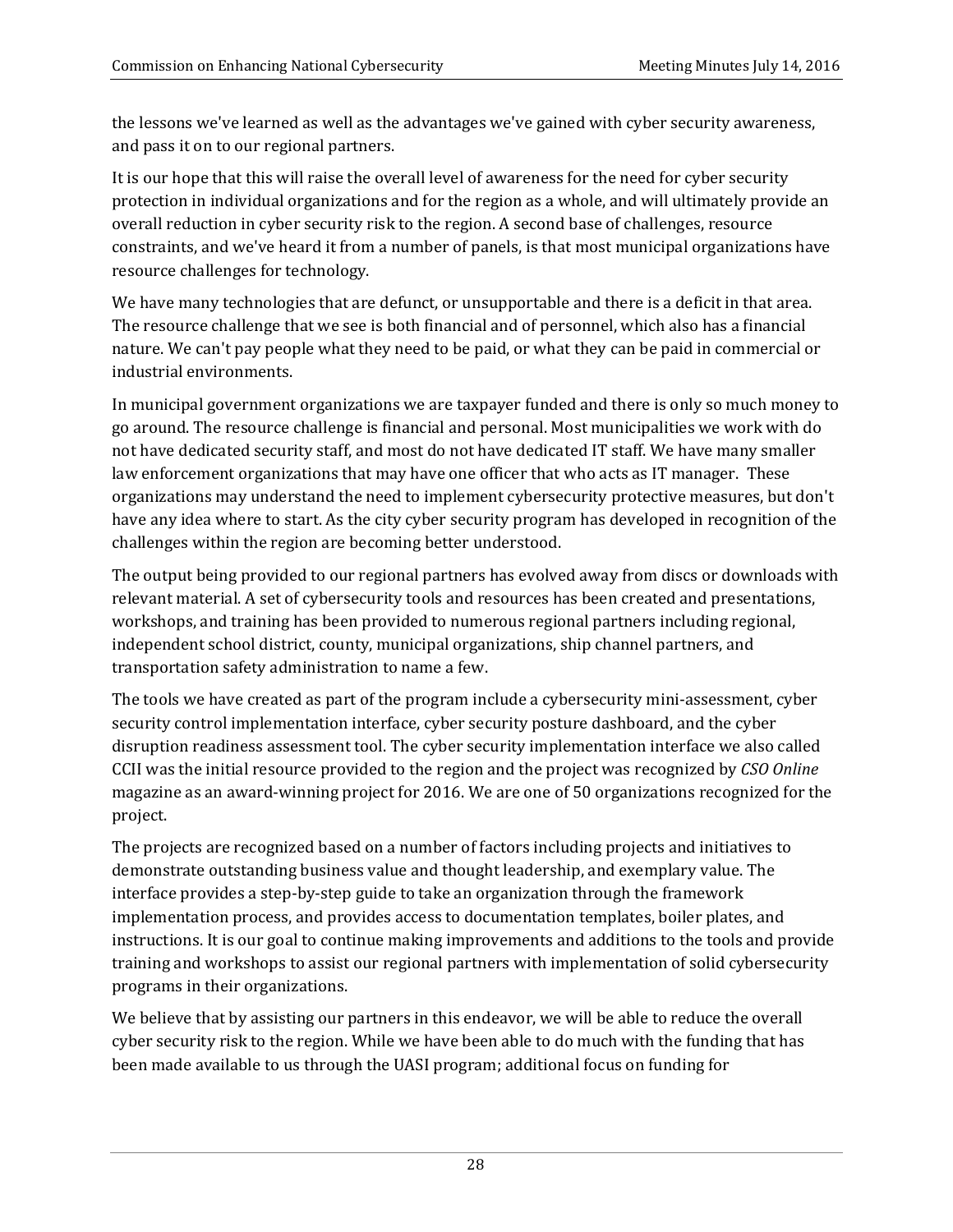the lessons we've learned as well as the advantages we've gained with cyber security awareness, and pass it on to our regional partners.

It is our hope that this will raise the overall level of awareness for the need for cyber security protection in individual organizations and for the region as a whole, and will ultimately provide an overall reduction in cyber security risk to the region. A second base of challenges, resource constraints, and we've heard it from a number of panels, is that most municipal organizations have resource challenges for technology.

We have many technologies that are defunct, or unsupportable and there is a deficit in that area. The resource challenge that we see is both financial and of personnel, which also has a financial nature. We can't pay people what they need to be paid, or what they can be paid in commercial or industrial environments.

In municipal government organizations we are taxpayer funded and there is only so much money to go around. The resource challenge is financial and personal. Most municipalities we work with do not have dedicated security staff, and most do not have dedicated IT staff. We have many smaller law enforcement organizations that may have one officer that who acts as IT manager. These organizations may understand the need to implement cybersecurity protective measures, but don't have any idea where to start. As the city cyber security program has developed in recognition of the challenges within the region are becoming better understood.

The output being provided to our regional partners has evolved away from discs or downloads with relevant material. A set of cybersecurity tools and resources has been created and presentations, workshops, and training has been provided to numerous regional partners including regional, independent school district, county, municipal organizations, ship channel partners, and transportation safety administration to name a few.

The tools we have created as part of the program include a cybersecurity mini-assessment, cyber security control implementation interface, cyber security posture dashboard, and the cyber disruption readiness assessment tool. The cyber security implementation interface we also called CCII was the initial resource provided to the region and the project was recognized by *CSO Online* magazine as an award-winning project for 2016. We are one of 50 organizations recognized for the project.

The projects are recognized based on a number of factors including projects and initiatives to demonstrate outstanding business value and thought leadership, and exemplary value. The interface provides a step-by-step guide to take an organization through the framework implementation process, and provides access to documentation templates, boiler plates, and instructions. It is our goal to continue making improvements and additions to the tools and provide training and workshops to assist our regional partners with implementation of solid cybersecurity programs in their organizations.

We believe that by assisting our partners in this endeavor, we will be able to reduce the overall cyber security risk to the region. While we have been able to do much with the funding that has been made available to us through the UASI program; additional focus on funding for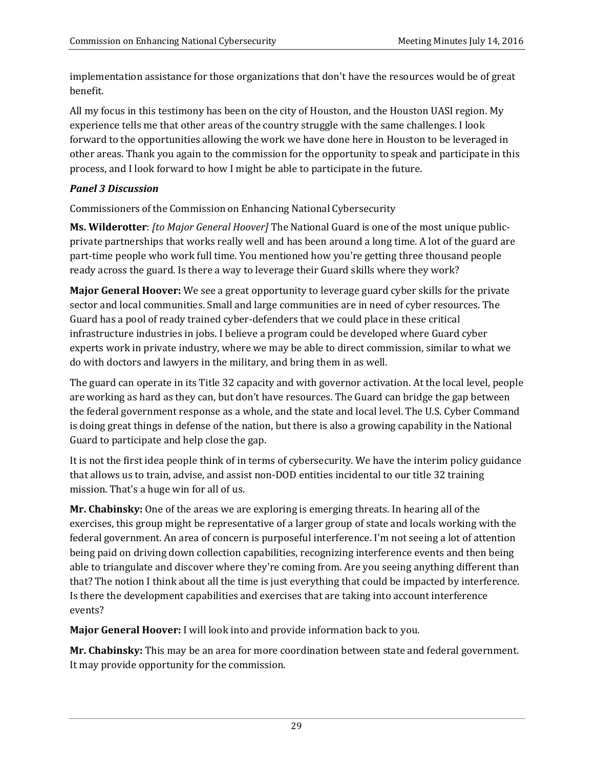implementation assistance for those organizations that don't have the resources would be of great benefit.

All my focus in this testimony has been on the city of Houston, and the Houston UASI region. My experience tells me that other areas of the country struggle with the same challenges. I look forward to the opportunities allowing the work we have done here in Houston to be leveraged in other areas. Thank you again to the commission for the opportunity to speak and participate in this process, and I look forward to how I might be able to participate in the future.

***Panel 3 Discussion***

Commissioners of the Commission on Enhancing National Cybersecurity

**Ms. Wilderotter**: *[to Major General Hoover]* The National Guard is one of the most unique public-private partnerships that works really well and has been around a long time. A lot of the guard are part-time people who work full time. You mentioned how you're getting three thousand people ready across the guard. Is there a way to leverage their Guard skills where they work?

**Major General Hoover:** We see a great opportunity to leverage guard cyber skills for the private sector and local communities. Small and large communities are in need of cyber resources. The Guard has a pool of ready trained cyber-defenders that we could place in these critical infrastructure industries in jobs. I believe a program could be developed where Guard cyber experts work in private industry, where we may be able to direct commission, similar to what we do with doctors and lawyers in the military, and bring them in as well.

The guard can operate in its Title 32 capacity and with governor activation. At the local level, people are working as hard as they can, but don't have resources. The Guard can bridge the gap between the federal government response as a whole, and the state and local level. The U.S. Cyber Command is doing great things in defense of the nation, but there is also a growing capability in the National Guard to participate and help close the gap.

It is not the first idea people think of in terms of cybersecurity. We have the interim policy guidance that allows us to train, advise, and assist non-DOD entities incidental to our title 32 training mission. That's a huge win for all of us.

**Mr. Chabinsky:** One of the areas we are exploring is emerging threats. In hearing all of the exercises, this group might be representative of a larger group of state and locals working with the federal government. An area of concern is purposeful interference. I'm not seeing a lot of attention being paid on driving down collection capabilities, recognizing interference events and then being able to triangulate and discover where they're coming from. Are you seeing anything different than that? The notion I think about all the time is just everything that could be impacted by interference. Is there the development capabilities and exercises that are taking into account interference events?

**Major General Hoover:** I will look into and provide information back to you.

**Mr. Chabinsky:** This may be an area for more coordination between state and federal government. It may provide opportunity for the commission.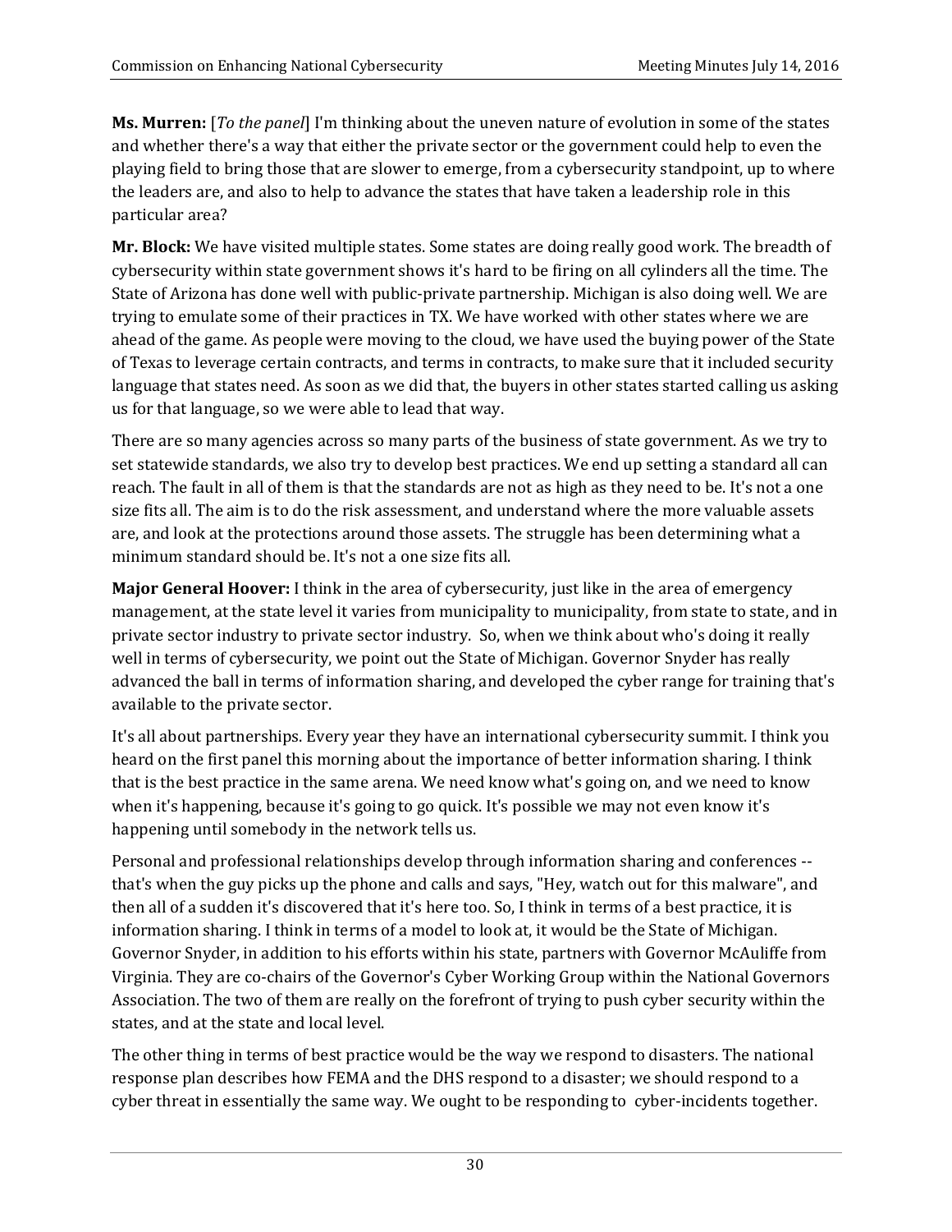**Ms. Murren:** [*To the panel*] I'm thinking about the uneven nature of evolution in some of the states and whether there's a way that either the private sector or the government could help to even the playing field to bring those that are slower to emerge, from a cybersecurity standpoint, up to where the leaders are, and also to help to advance the states that have taken a leadership role in this particular area?

**Mr. Block:** We have visited multiple states. Some states are doing really good work. The breadth of cybersecurity within state government shows it's hard to be firing on all cylinders all the time. The State of Arizona has done well with public-private partnership. Michigan is also doing well. We are trying to emulate some of their practices in TX. We have worked with other states where we are ahead of the game. As people were moving to the cloud, we have used the buying power of the State of Texas to leverage certain contracts, and terms in contracts, to make sure that it included security language that states need. As soon as we did that, the buyers in other states started calling us asking us for that language, so we were able to lead that way.

There are so many agencies across so many parts of the business of state government. As we try to set statewide standards, we also try to develop best practices. We end up setting a standard all can reach. The fault in all of them is that the standards are not as high as they need to be. It's not a one size fits all. The aim is to do the risk assessment, and understand where the more valuable assets are, and look at the protections around those assets. The struggle has been determining what a minimum standard should be. It's not a one size fits all.

**Major General Hoover:** I think in the area of cybersecurity, just like in the area of emergency management, at the state level it varies from municipality to municipality, from state to state, and in private sector industry to private sector industry. So, when we think about who's doing it really well in terms of cybersecurity, we point out the State of Michigan. Governor Snyder has really advanced the ball in terms of information sharing, and developed the cyber range for training that's available to the private sector.

It's all about partnerships. Every year they have an international cybersecurity summit. I think you heard on the first panel this morning about the importance of better information sharing. I think that is the best practice in the same arena. We need know what's going on, and we need to know when it's happening, because it's going to go quick. It's possible we may not even know it's happening until somebody in the network tells us.

Personal and professional relationships develop through information sharing and conferences -- that's when the guy picks up the phone and calls and says, "Hey, watch out for this malware", and then all of a sudden it's discovered that it's here too. So, I think in terms of a best practice, it is information sharing. I think in terms of a model to look at, it would be the State of Michigan. Governor Snyder, in addition to his efforts within his state, partners with Governor McAuliffe from Virginia. They are co-chairs of the Governor's Cyber Working Group within the National Governors Association. The two of them are really on the forefront of trying to push cyber security within the states, and at the state and local level.

The other thing in terms of best practice would be the way we respond to disasters. The national response plan describes how FEMA and the DHS respond to a disaster; we should respond to a cyber threat in essentially the same way. We ought to be responding to cyber-incidents together.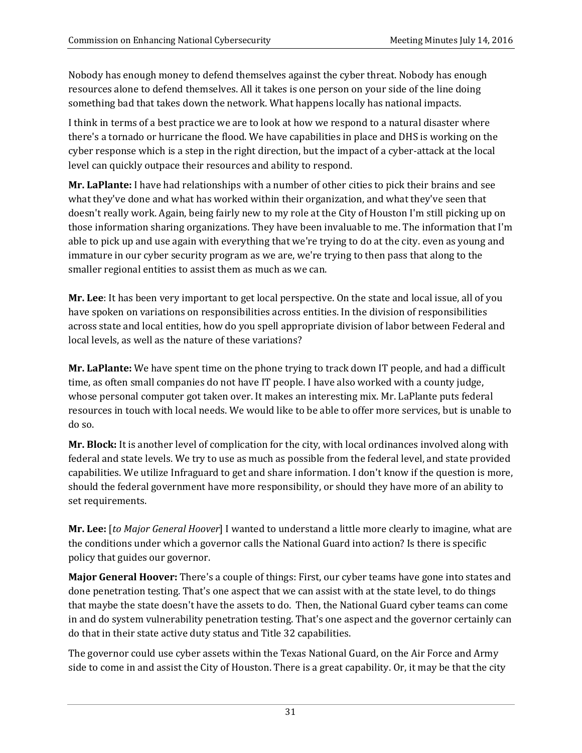Nobody has enough money to defend themselves against the cyber threat. Nobody has enough resources alone to defend themselves. All it takes is one person on your side of the line doing something bad that takes down the network. What happens locally has national impacts.

I think in terms of a best practice we are to look at how we respond to a natural disaster where there's a tornado or hurricane the flood. We have capabilities in place and DHS is working on the cyber response which is a step in the right direction, but the impact of a cyber-attack at the local level can quickly outpace their resources and ability to respond.

**Mr. LaPlante:** I have had relationships with a number of other cities to pick their brains and see what they've done and what has worked within their organization, and what they've seen that doesn't really work. Again, being fairly new to my role at the City of Houston I'm still picking up on those information sharing organizations. They have been invaluable to me. The information that I'm able to pick up and use again with everything that we're trying to do at the city. even as young and immature in our cyber security program as we are, we're trying to then pass that along to the smaller regional entities to assist them as much as we can.

**Mr. Lee**: It has been very important to get local perspective. On the state and local issue, all of you have spoken on variations on responsibilities across entities. In the division of responsibilities across state and local entities, how do you spell appropriate division of labor between Federal and local levels, as well as the nature of these variations?

**Mr. LaPlante:** We have spent time on the phone trying to track down IT people, and had a difficult time, as often small companies do not have IT people. I have also worked with a county judge, whose personal computer got taken over. It makes an interesting mix. Mr. LaPlante puts federal resources in touch with local needs. We would like to be able to offer more services, but is unable to do so.

**Mr. Block:** It is another level of complication for the city, with local ordinances involved along with federal and state levels. We try to use as much as possible from the federal level, and state provided capabilities. We utilize Infraguard to get and share information. I don't know if the question is more, should the federal government have more responsibility, or should they have more of an ability to set requirements.

**Mr. Lee:** [*to Major General Hoover*] I wanted to understand a little more clearly to imagine, what are the conditions under which a governor calls the National Guard into action? Is there is specific policy that guides our governor.

**Major General Hoover:** There's a couple of things: First, our cyber teams have gone into states and done penetration testing. That's one aspect that we can assist with at the state level, to do things that maybe the state doesn't have the assets to do. Then, the National Guard cyber teams can come in and do system vulnerability penetration testing. That's one aspect and the governor certainly can do that in their state active duty status and Title 32 capabilities.

The governor could use cyber assets within the Texas National Guard, on the Air Force and Army side to come in and assist the City of Houston. There is a great capability. Or, it may be that the city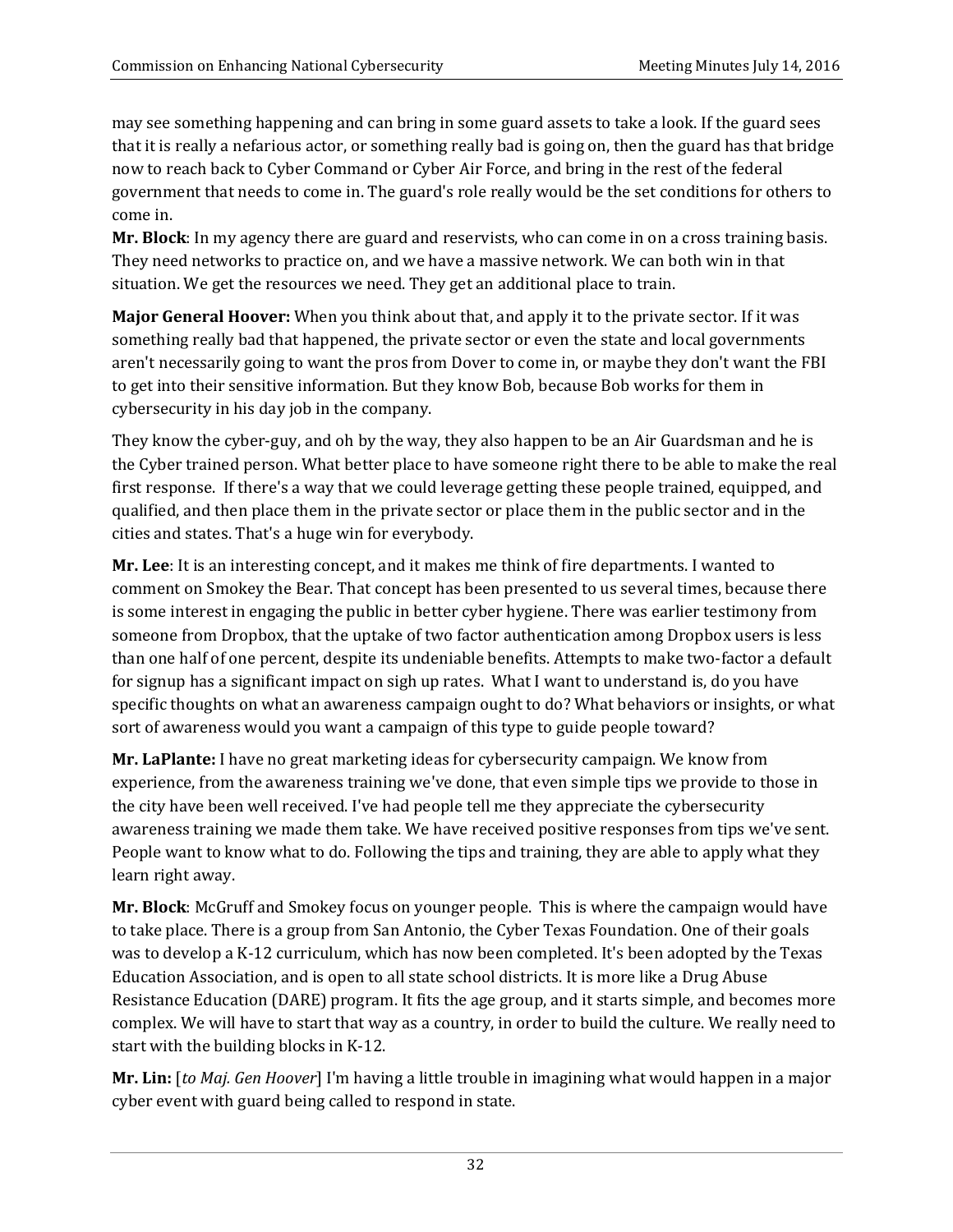may see something happening and can bring in some guard assets to take a look. If the guard sees that it is really a nefarious actor, or something really bad is going on, then the guard has that bridge now to reach back to Cyber Command or Cyber Air Force, and bring in the rest of the federal government that needs to come in. The guard's role really would be the set conditions for others to come in.

**Mr. Block**: In my agency there are guard and reservists, who can come in on a cross training basis. They need networks to practice on, and we have a massive network. We can both win in that situation. We get the resources we need. They get an additional place to train.

**Major General Hoover:** When you think about that, and apply it to the private sector. If it was something really bad that happened, the private sector or even the state and local governments aren't necessarily going to want the pros from Dover to come in, or maybe they don't want the FBI to get into their sensitive information. But they know Bob, because Bob works for them in cybersecurity in his day job in the company.

They know the cyber-guy, and oh by the way, they also happen to be an Air Guardsman and he is the Cyber trained person. What better place to have someone right there to be able to make the real first response. If there's a way that we could leverage getting these people trained, equipped, and qualified, and then place them in the private sector or place them in the public sector and in the cities and states. That's a huge win for everybody.

**Mr. Lee**: It is an interesting concept, and it makes me think of fire departments. I wanted to comment on Smokey the Bear. That concept has been presented to us several times, because there is some interest in engaging the public in better cyber hygiene. There was earlier testimony from someone from Dropbox, that the uptake of two factor authentication among Dropbox users is less than one half of one percent, despite its undeniable benefits. Attempts to make two-factor a default for signup has a significant impact on sigh up rates. What I want to understand is, do you have specific thoughts on what an awareness campaign ought to do? What behaviors or insights, or what sort of awareness would you want a campaign of this type to guide people toward?

**Mr. LaPlante:** I have no great marketing ideas for cybersecurity campaign. We know from experience, from the awareness training we've done, that even simple tips we provide to those in the city have been well received. I've had people tell me they appreciate the cybersecurity awareness training we made them take. We have received positive responses from tips we've sent. People want to know what to do. Following the tips and training, they are able to apply what they learn right away.

**Mr. Block**: McGruff and Smokey focus on younger people. This is where the campaign would have to take place. There is a group from San Antonio, the Cyber Texas Foundation. One of their goals was to develop a K-12 curriculum, which has now been completed. It's been adopted by the Texas Education Association, and is open to all state school districts. It is more like a Drug Abuse Resistance Education (DARE) program. It fits the age group, and it starts simple, and becomes more complex. We will have to start that way as a country, in order to build the culture. We really need to start with the building blocks in K-12.

**Mr. Lin:** [*to Maj. Gen Hoover*] I'm having a little trouble in imagining what would happen in a major cyber event with guard being called to respond in state.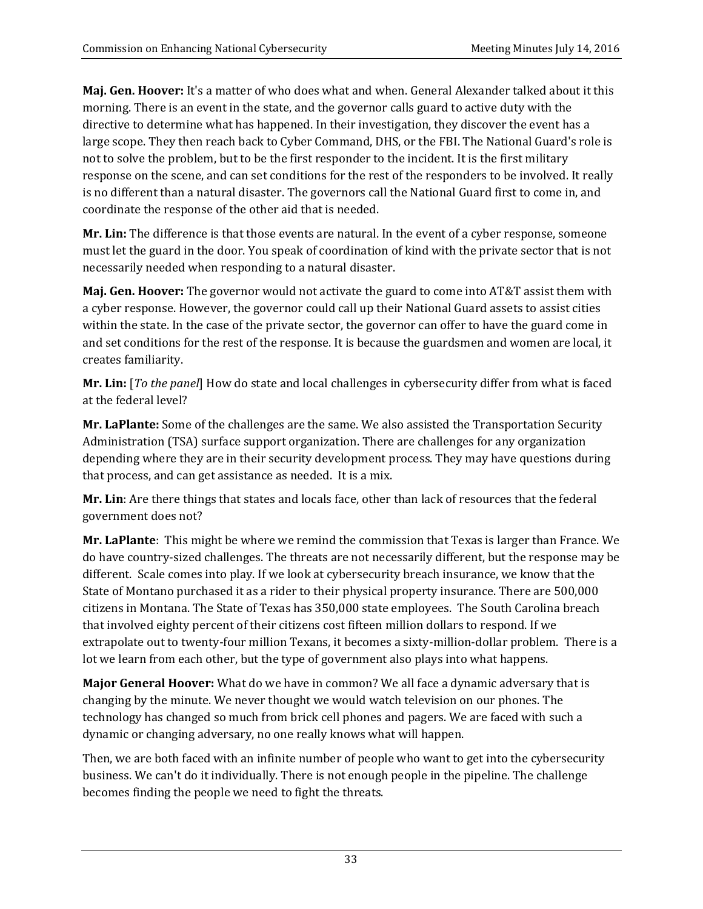**Maj. Gen. Hoover:** It's a matter of who does what and when. General Alexander talked about it this morning. There is an event in the state, and the governor calls guard to active duty with the directive to determine what has happened. In their investigation, they discover the event has a large scope. They then reach back to Cyber Command, DHS, or the FBI. The National Guard's role is not to solve the problem, but to be the first responder to the incident. It is the first military response on the scene, and can set conditions for the rest of the responders to be involved. It really is no different than a natural disaster. The governors call the National Guard first to come in, and coordinate the response of the other aid that is needed.

**Mr. Lin:** The difference is that those events are natural. In the event of a cyber response, someone must let the guard in the door. You speak of coordination of kind with the private sector that is not necessarily needed when responding to a natural disaster.

**Maj. Gen. Hoover:** The governor would not activate the guard to come into AT&T assist them with a cyber response. However, the governor could call up their National Guard assets to assist cities within the state. In the case of the private sector, the governor can offer to have the guard come in and set conditions for the rest of the response. It is because the guardsmen and women are local, it creates familiarity.

**Mr. Lin:** [*To the panel*] How do state and local challenges in cybersecurity differ from what is faced at the federal level?

**Mr. LaPlante:** Some of the challenges are the same. We also assisted the Transportation Security Administration (TSA) surface support organization. There are challenges for any organization depending where they are in their security development process. They may have questions during that process, and can get assistance as needed. It is a mix.

**Mr. Lin**: Are there things that states and locals face, other than lack of resources that the federal government does not?

**Mr. LaPlante**: This might be where we remind the commission that Texas is larger than France. We do have country-sized challenges. The threats are not necessarily different, but the response may be different. Scale comes into play. If we look at cybersecurity breach insurance, we know that the State of Montano purchased it as a rider to their physical property insurance. There are 500,000 citizens in Montana. The State of Texas has 350,000 state employees. The South Carolina breach that involved eighty percent of their citizens cost fifteen million dollars to respond. If we extrapolate out to twenty-four million Texans, it becomes a sixty-million-dollar problem. There is a lot we learn from each other, but the type of government also plays into what happens.

**Major General Hoover:** What do we have in common? We all face a dynamic adversary that is changing by the minute. We never thought we would watch television on our phones. The technology has changed so much from brick cell phones and pagers. We are faced with such a dynamic or changing adversary, no one really knows what will happen.

Then, we are both faced with an infinite number of people who want to get into the cybersecurity business. We can't do it individually. There is not enough people in the pipeline. The challenge becomes finding the people we need to fight the threats.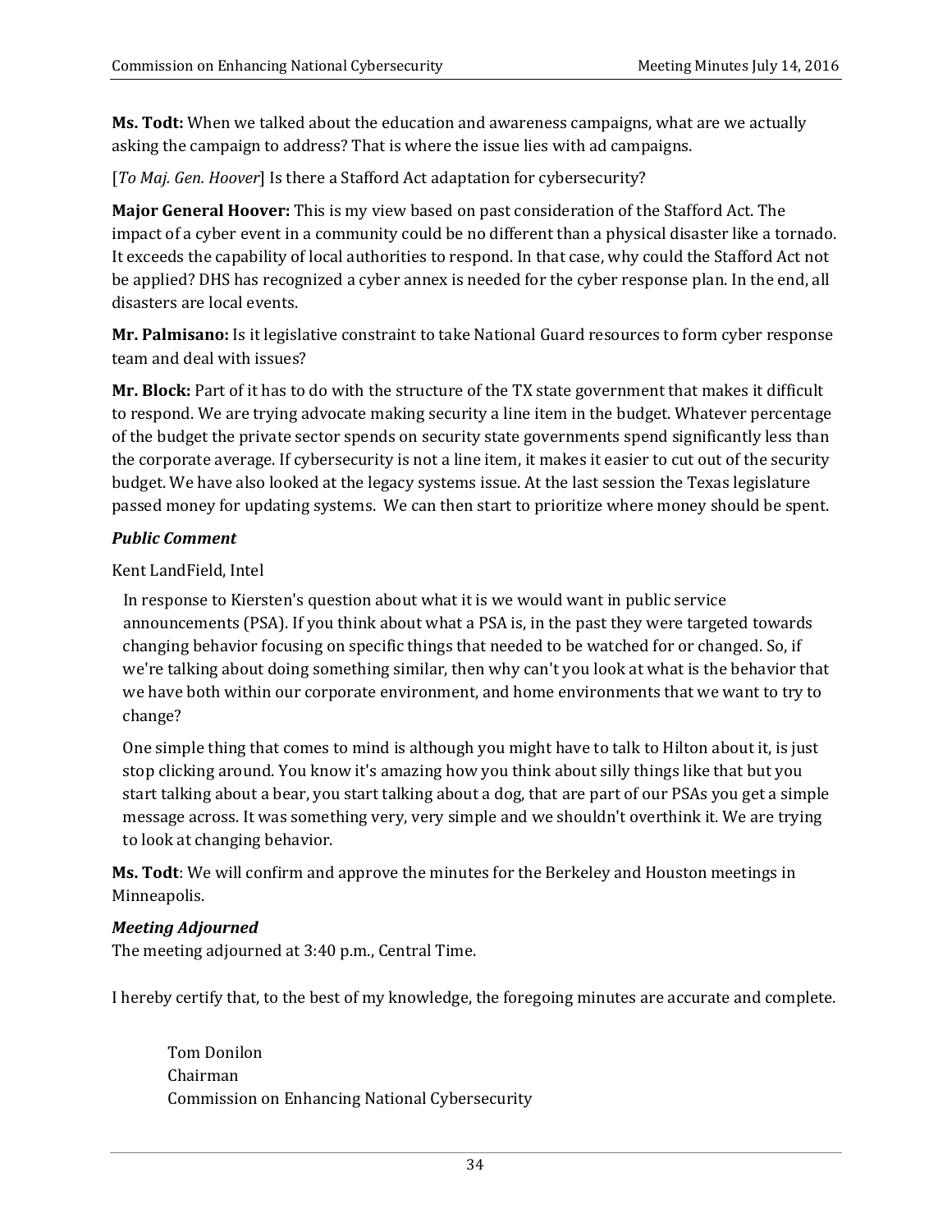**Ms. Todt:** When we talked about the education and awareness campaigns, what are we actually asking the campaign to address? That is where the issue lies with ad campaigns.

[*To Maj. Gen. Hoover*] Is there a Stafford Act adaptation for cybersecurity?

**Major General Hoover:** This is my view based on past consideration of the Stafford Act. The impact of a cyber event in a community could be no different than a physical disaster like a tornado. It exceeds the capability of local authorities to respond. In that case, why could the Stafford Act not be applied? DHS has recognized a cyber annex is needed for the cyber response plan. In the end, all disasters are local events.

**Mr. Palmisano:** Is it legislative constraint to take National Guard resources to form cyber response team and deal with issues?

**Mr. Block:** Part of it has to do with the structure of the TX state government that makes it difficult to respond. We are trying advocate making security a line item in the budget. Whatever percentage of the budget the private sector spends on security state governments spend significantly less than the corporate average. If cybersecurity is not a line item, it makes it easier to cut out of the security budget. We have also looked at the legacy systems issue. At the last session the Texas legislature passed money for updating systems. We can then start to prioritize where money should be spent.

***Public Comment***

Kent LandField, Intel

In response to Kiersten's question about what it is we would want in public service announcements (PSA). If you think about what a PSA is, in the past they were targeted towards changing behavior focusing on specific things that needed to be watched for or changed. So, if we're talking about doing something similar, then why can't you look at what is the behavior that we have both within our corporate environment, and home environments that we want to try to change?

One simple thing that comes to mind is although you might have to talk to Hilton about it, is just stop clicking around. You know it's amazing how you think about silly things like that but you start talking about a bear, you start talking about a dog, that are part of our PSAs you get a simple message across. It was something very, very simple and we shouldn't overthink it. We are trying to look at changing behavior.

**Ms. Todt**: We will confirm and approve the minutes for the Berkeley and Houston meetings in Minneapolis.

***Meeting Adjourned***

The meeting adjourned at 3:40 p.m., Central Time.

I hereby certify that, to the best of my knowledge, the foregoing minutes are accurate and complete.

Tom Donilon
Chairman
Commission on Enhancing National Cybersecurity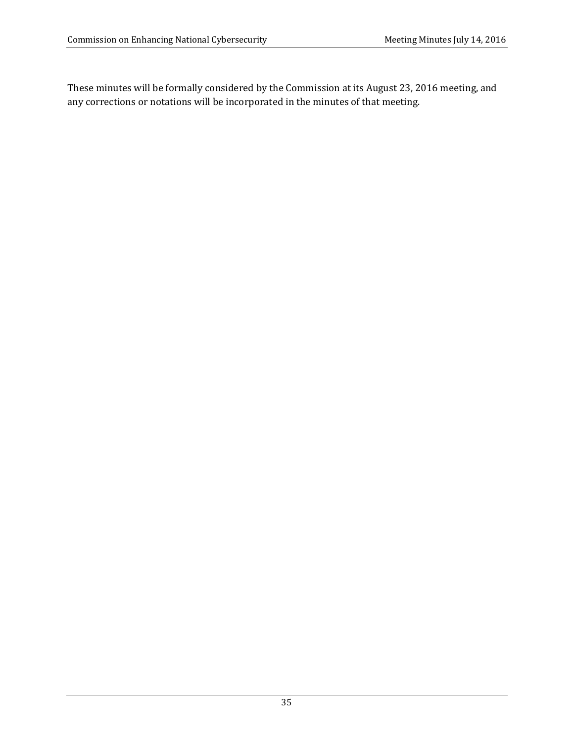These minutes will be formally considered by the Commission at its August 23, 2016 meeting, and any corrections or notations will be incorporated in the minutes of that meeting.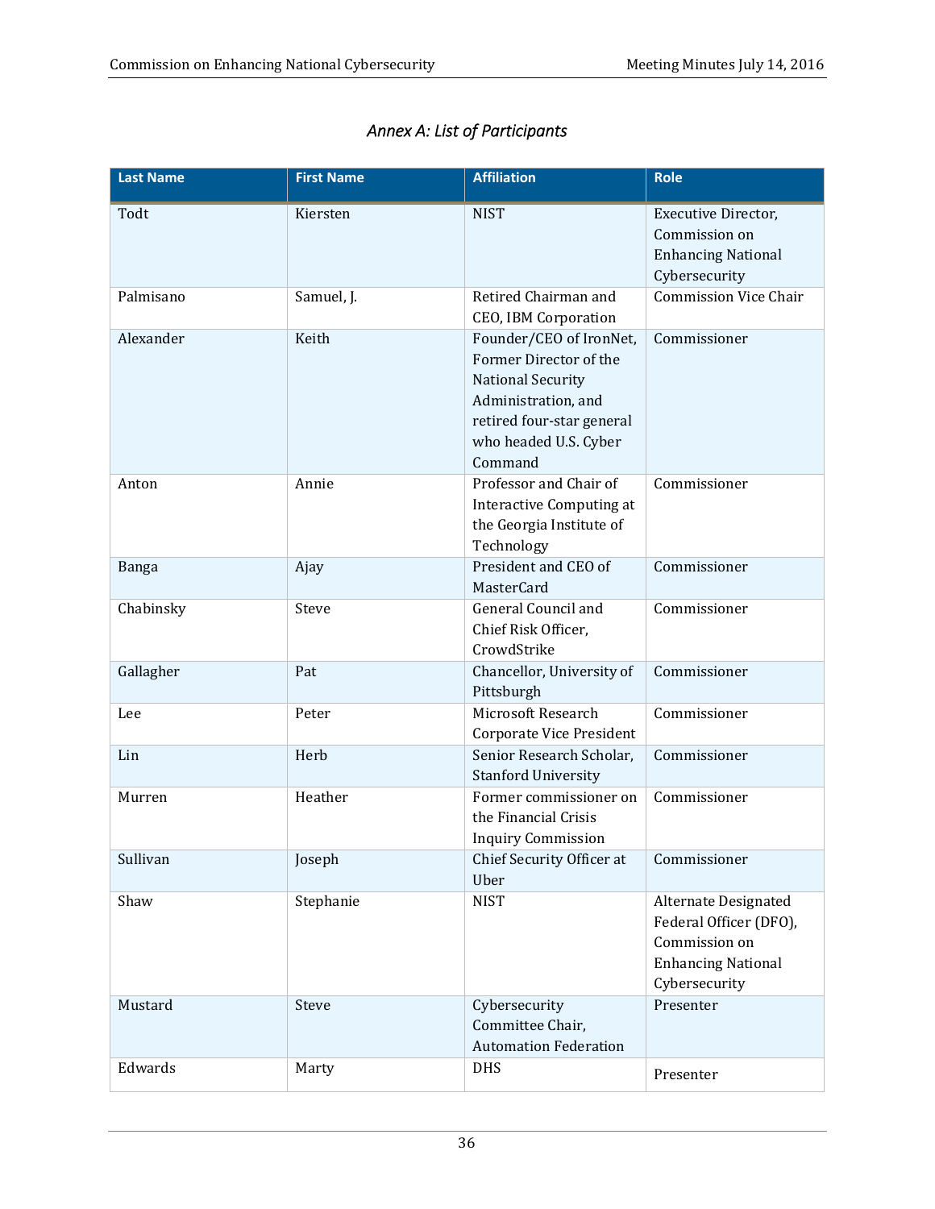*Annex A: List of Participants*

| Last Name | First Name | Affiliation | Role |
|---|---|---|---|
| Todt | Kiersten | NIST | Executive Director, Commission on Enhancing National Cybersecurity |
| Palmisano | Samuel, J. | Retired Chairman and CEO, IBM Corporation | Commission Vice Chair |
| Alexander | Keith | Founder/CEO of IronNet, Former Director of the National Security Administration, and retired four-star general who headed U.S. Cyber Command | Commissioner |
| Anton | Annie | Professor and Chair of Interactive Computing at the Georgia Institute of Technology | Commissioner |
| Banga | Ajay | President and CEO of MasterCard | Commissioner |
| Chabinsky | Steve | General Council and Chief Risk Officer, CrowdStrike | Commissioner |
| Gallagher | Pat | Chancellor, University of Pittsburgh | Commissioner |
| Lee | Peter | Microsoft Research Corporate Vice President | Commissioner |
| Lin | Herb | Senior Research Scholar, Stanford University | Commissioner |
| Murren | Heather | Former commissioner on the Financial Crisis Inquiry Commission | Commissioner |
| Sullivan | Joseph | Chief Security Officer at Uber | Commissioner |
| Shaw | Stephanie | NIST | Alternate Designated Federal Officer (DFO), Commission on Enhancing National Cybersecurity |
| Mustard | Steve | Cybersecurity Committee Chair, Automation Federation | Presenter |
| Edwards | Marty | DHS | Presenter |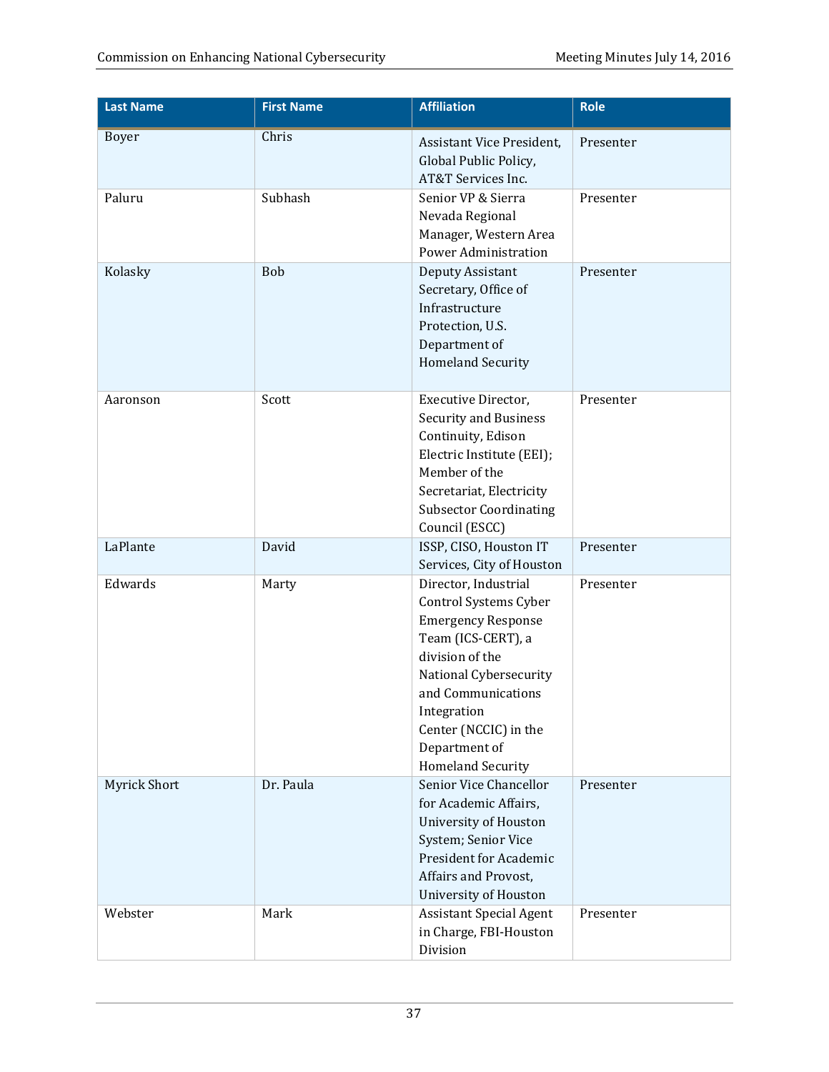| Last Name | First Name | Affiliation | Role |
|---|---|---|---|
| Boyer | Chris | Assistant Vice President, Global Public Policy, AT&T Services Inc. | Presenter |
| Paluru | Subhash | Senior VP & Sierra Nevada Regional Manager, Western Area Power Administration | Presenter |
| Kolasky | Bob | Deputy Assistant Secretary, Office of Infrastructure Protection, U.S. Department of Homeland Security | Presenter |
| Aaronson | Scott | Executive Director, Security and Business Continuity, Edison Electric Institute (EEI); Member of the Secretariat, Electricity Subsector Coordinating Council (ESCC) | Presenter |
| LaPlante | David | ISSP, CISO, Houston IT Services, City of Houston | Presenter |
| Edwards | Marty | Director, Industrial Control Systems Cyber Emergency Response Team (ICS-CERT), a division of the National Cybersecurity and Communications Integration Center (NCCIC) in the Department of Homeland Security | Presenter |
| Myrick Short | Dr. Paula | Senior Vice Chancellor for Academic Affairs, University of Houston System; Senior Vice President for Academic Affairs and Provost, University of Houston | Presenter |
| Webster | Mark | Assistant Special Agent in Charge, FBI-Houston Division | Presenter |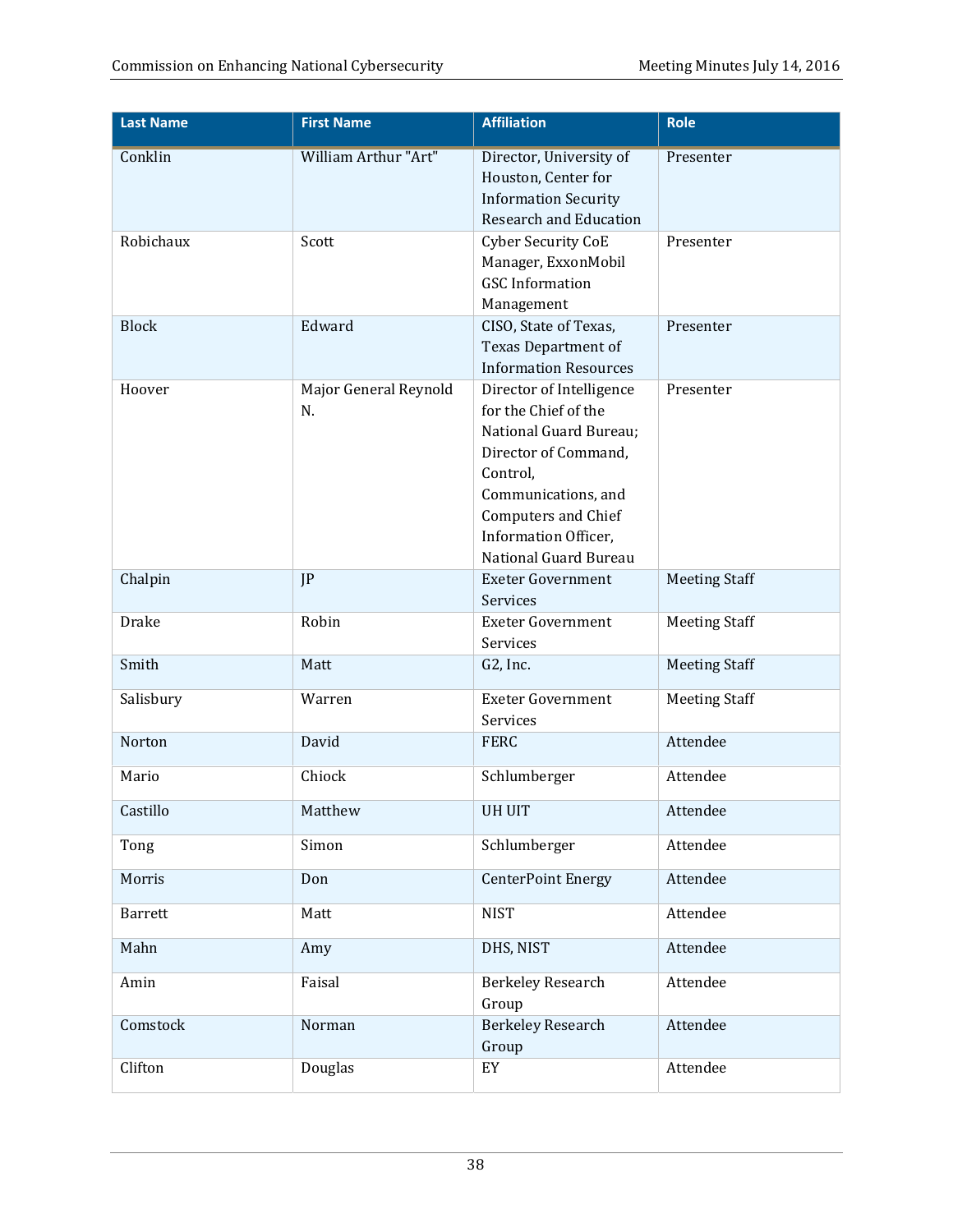| Last Name | First Name | Affiliation | Role |
|---|---|---|---|
| Conklin | William Arthur "Art" | Director, University of Houston, Center for Information Security Research and Education | Presenter |
| Robichaux | Scott | Cyber Security CoE Manager, ExxonMobil GSC Information Management | Presenter |
| Block | Edward | CISO, State of Texas, Texas Department of Information Resources | Presenter |
| Hoover | Major General Reynold N. | Director of Intelligence for the Chief of the National Guard Bureau; Director of Command, Control, Communications, and Computers and Chief Information Officer, National Guard Bureau | Presenter |
| Chalpin | JP | Exeter Government Services | Meeting Staff |
| Drake | Robin | Exeter Government Services | Meeting Staff |
| Smith | Matt | G2, Inc. | Meeting Staff |
| Salisbury | Warren | Exeter Government Services | Meeting Staff |
| Norton | David | FERC | Attendee |
| Mario | Chiock | Schlumberger | Attendee |
| Castillo | Matthew | UH UIT | Attendee |
| Tong | Simon | Schlumberger | Attendee |
| Morris | Don | CenterPoint Energy | Attendee |
| Barrett | Matt | NIST | Attendee |
| Mahn | Amy | DHS, NIST | Attendee |
| Amin | Faisal | Berkeley Research Group | Attendee |
| Comstock | Norman | Berkeley Research Group | Attendee |
| Clifton | Douglas | EY | Attendee |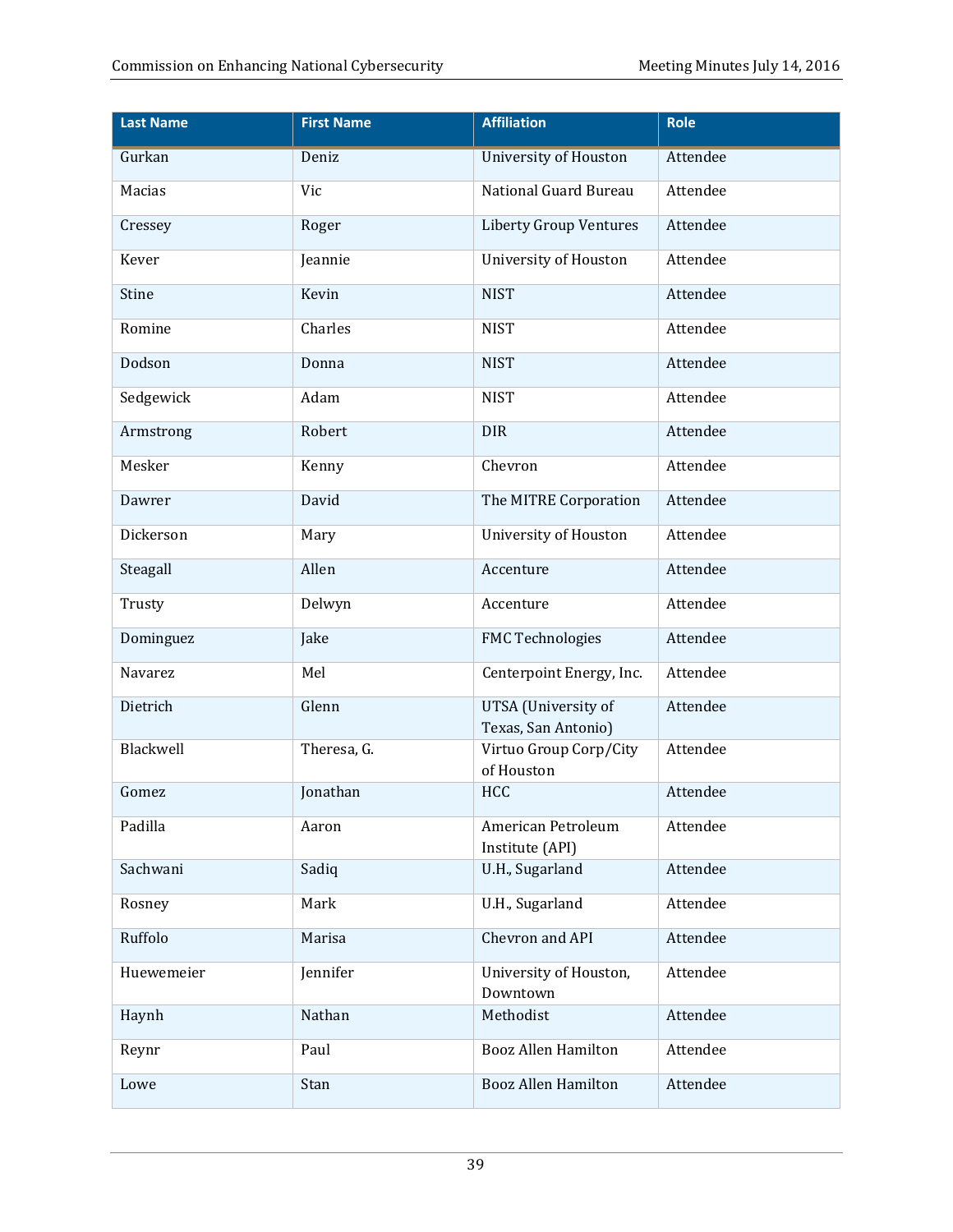| Last Name | First Name | Affiliation | Role |
|---|---|---|---|
| Gurkan | Deniz | University of Houston | Attendee |
| Macias | Vic | National Guard Bureau | Attendee |
| Cressey | Roger | Liberty Group Ventures | Attendee |
| Kever | Jeannie | University of Houston | Attendee |
| Stine | Kevin | NIST | Attendee |
| Romine | Charles | NIST | Attendee |
| Dodson | Donna | NIST | Attendee |
| Sedgewick | Adam | NIST | Attendee |
| Armstrong | Robert | DIR | Attendee |
| Mesker | Kenny | Chevron | Attendee |
| Dawrer | David | The MITRE Corporation | Attendee |
| Dickerson | Mary | University of Houston | Attendee |
| Steagall | Allen | Accenture | Attendee |
| Trusty | Delwyn | Accenture | Attendee |
| Dominguez | Jake | FMC Technologies | Attendee |
| Navarez | Mel | Centerpoint Energy, Inc. | Attendee |
| Dietrich | Glenn | UTSA (University of Texas, San Antonio) | Attendee |
| Blackwell | Theresa, G. | Virtuo Group Corp/City of Houston | Attendee |
| Gomez | Jonathan | HCC | Attendee |
| Padilla | Aaron | American Petroleum Institute (API) | Attendee |
| Sachwani | Sadiq | U.H., Sugarland | Attendee |
| Rosney | Mark | U.H., Sugarland | Attendee |
| Ruffolo | Marisa | Chevron and API | Attendee |
| Huewemeier | Jennifer | University of Houston, Downtown | Attendee |
| Haynh | Nathan | Methodist | Attendee |
| Reynr | Paul | Booz Allen Hamilton | Attendee |
| Lowe | Stan | Booz Allen Hamilton | Attendee |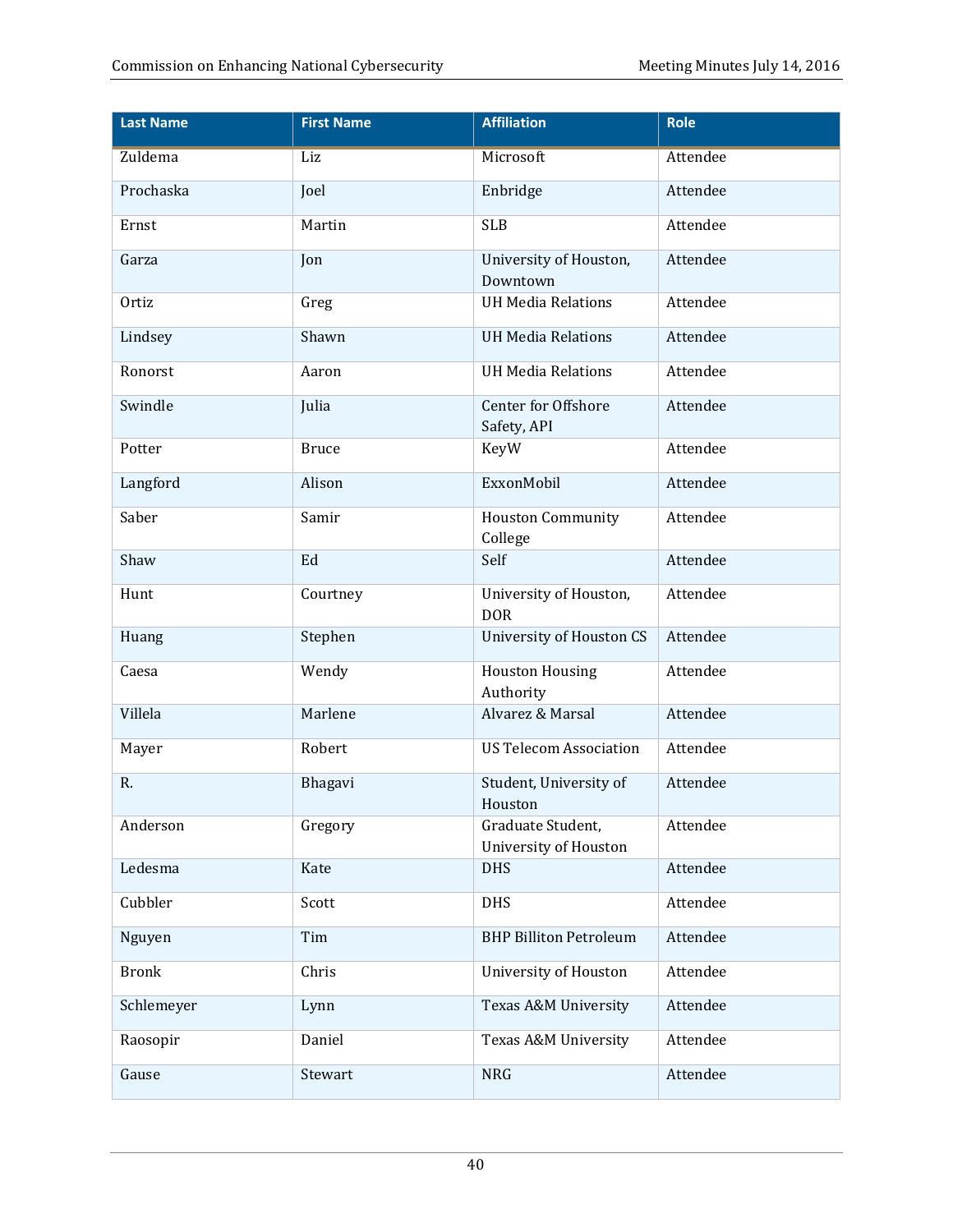| Last Name | First Name | Affiliation | Role |
|---|---|---|---|
| Zuldema | Liz | Microsoft | Attendee |
| Prochaska | Joel | Enbridge | Attendee |
| Ernst | Martin | SLB | Attendee |
| Garza | Jon | University of Houston, Downtown | Attendee |
| Ortiz | Greg | UH Media Relations | Attendee |
| Lindsey | Shawn | UH Media Relations | Attendee |
| Ronorst | Aaron | UH Media Relations | Attendee |
| Swindle | Julia | Center for Offshore Safety, API | Attendee |
| Potter | Bruce | KeyW | Attendee |
| Langford | Alison | ExxonMobil | Attendee |
| Saber | Samir | Houston Community College | Attendee |
| Shaw | Ed | Self | Attendee |
| Hunt | Courtney | University of Houston, DOR | Attendee |
| Huang | Stephen | University of Houston CS | Attendee |
| Caesa | Wendy | Houston Housing Authority | Attendee |
| Villela | Marlene | Alvarez & Marsal | Attendee |
| Mayer | Robert | US Telecom Association | Attendee |
| R. | Bhagavi | Student, University of Houston | Attendee |
| Anderson | Gregory | Graduate Student, University of Houston | Attendee |
| Ledesma | Kate | DHS | Attendee |
| Cubbler | Scott | DHS | Attendee |
| Nguyen | Tim | BHP Billiton Petroleum | Attendee |
| Bronk | Chris | University of Houston | Attendee |
| Schlemeyer | Lynn | Texas A&M University | Attendee |
| Raosopir | Daniel | Texas A&M University | Attendee |
| Gause | Stewart | NRG | Attendee |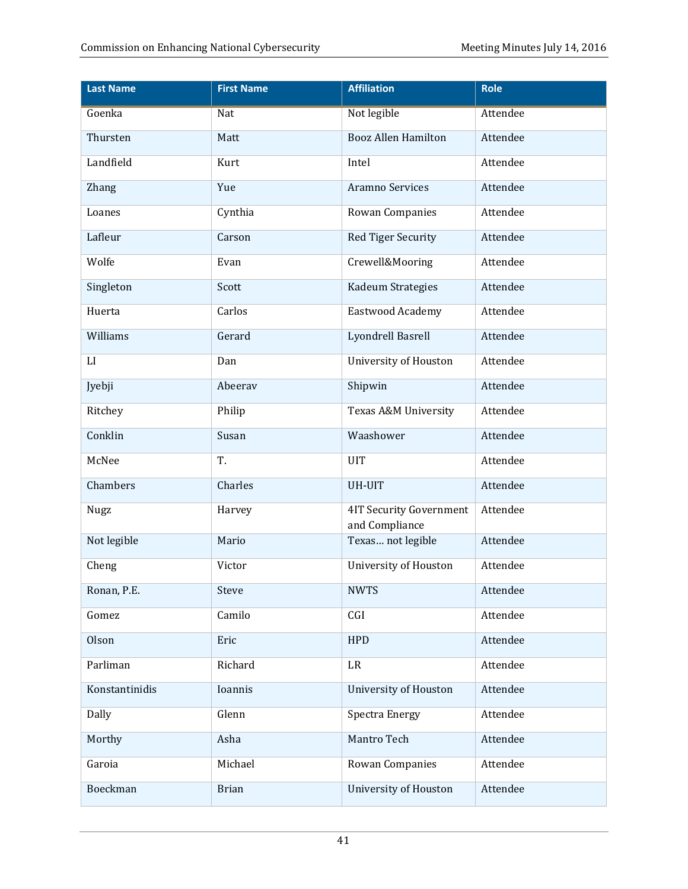| Last Name | First Name | Affiliation | Role |
| --- | --- | --- | --- |
| Goenka | Nat | Not legible | Attendee |
| Thursten | Matt | Booz Allen Hamilton | Attendee |
| Landfield | Kurt | Intel | Attendee |
| Zhang | Yue | Aramno Services | Attendee |
| Loanes | Cynthia | Rowan Companies | Attendee |
| Lafleur | Carson | Red Tiger Security | Attendee |
| Wolfe | Evan | Crewell&Mooring | Attendee |
| Singleton | Scott | Kadeum Strategies | Attendee |
| Huerta | Carlos | Eastwood Academy | Attendee |
| Williams | Gerard | Lyondrell Basrell | Attendee |
| LI | Dan | University of Houston | Attendee |
| Jyebji | Abeerav | Shipwin | Attendee |
| Ritchey | Philip | Texas A&M University | Attendee |
| Conklin | Susan | Waashower | Attendee |
| McNee | T. | UIT | Attendee |
| Chambers | Charles | UH-UIT | Attendee |
| Nugz | Harvey | 4IT Security Government and Compliance | Attendee |
| Not legible | Mario | Texas… not legible | Attendee |
| Cheng | Victor | University of Houston | Attendee |
| Ronan, P.E. | Steve | NWTS | Attendee |
| Gomez | Camilo | CGI | Attendee |
| Olson | Eric | HPD | Attendee |
| Parliman | Richard | LR | Attendee |
| Konstantinidis | Ioannis | University of Houston | Attendee |
| Dally | Glenn | Spectra Energy | Attendee |
| Morthy | Asha | Mantro Tech | Attendee |
| Garoia | Michael | Rowan Companies | Attendee |
| Boeckman | Brian | University of Houston | Attendee |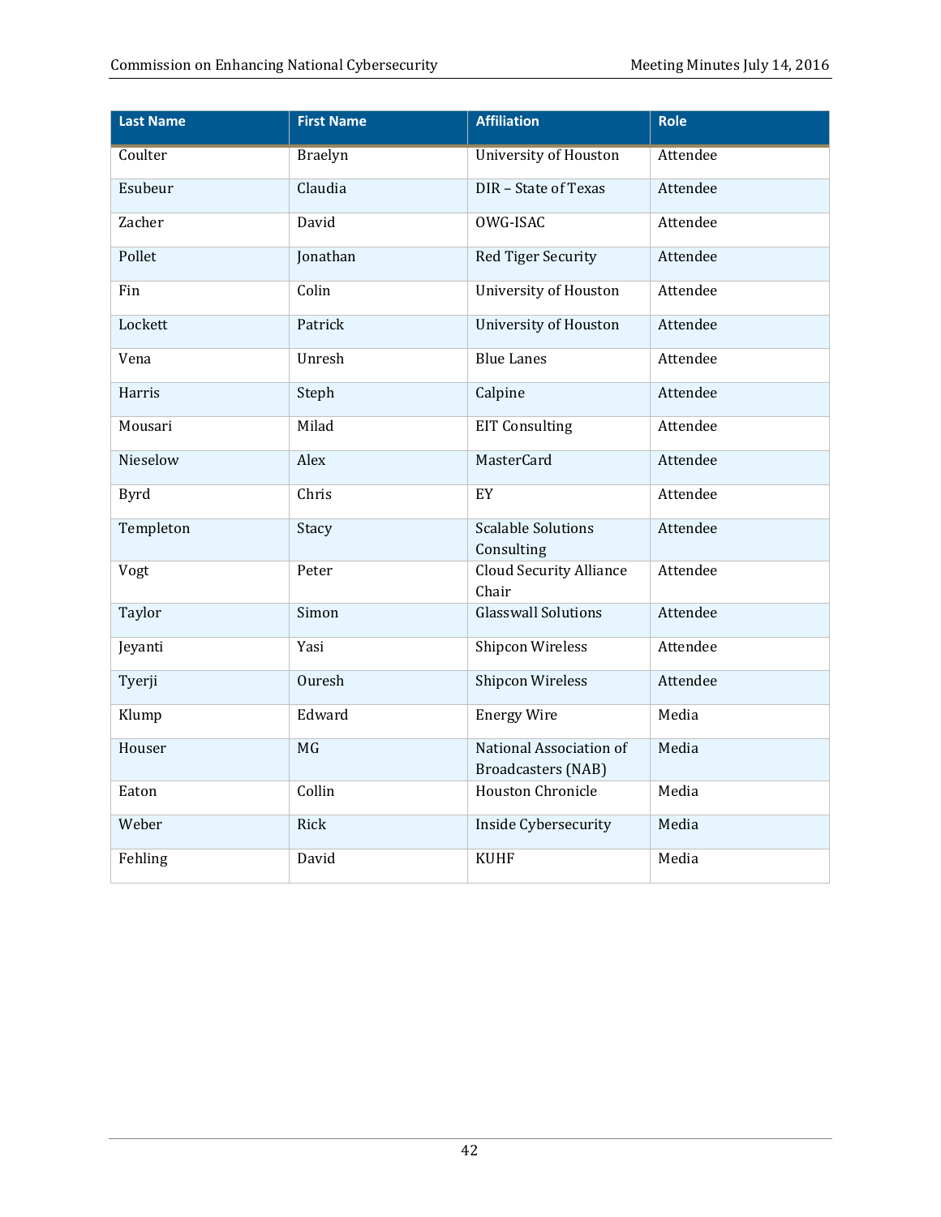| Last Name | First Name | Affiliation | Role |
|---|---|---|---|
| Coulter | Braelyn | University of Houston | Attendee |
| Esubeur | Claudia | DIR – State of Texas | Attendee |
| Zacher | David | OWG-ISAC | Attendee |
| Pollet | Jonathan | Red Tiger Security | Attendee |
| Fin | Colin | University of Houston | Attendee |
| Lockett | Patrick | University of Houston | Attendee |
| Vena | Unresh | Blue Lanes | Attendee |
| Harris | Steph | Calpine | Attendee |
| Mousari | Milad | EIT Consulting | Attendee |
| Nieselow | Alex | MasterCard | Attendee |
| Byrd | Chris | EY | Attendee |
| Templeton | Stacy | Scalable Solutions Consulting | Attendee |
| Vogt | Peter | Cloud Security Alliance Chair | Attendee |
| Taylor | Simon | Glasswall Solutions | Attendee |
| Jeyanti | Yasi | Shipcon Wireless | Attendee |
| Tyerji | Ouresh | Shipcon Wireless | Attendee |
| Klump | Edward | Energy Wire | Media |
| Houser | MG | National Association of Broadcasters (NAB) | Media |
| Eaton | Collin | Houston Chronicle | Media |
| Weber | Rick | Inside Cybersecurity | Media |
| Fehling | David | KUHF | Media |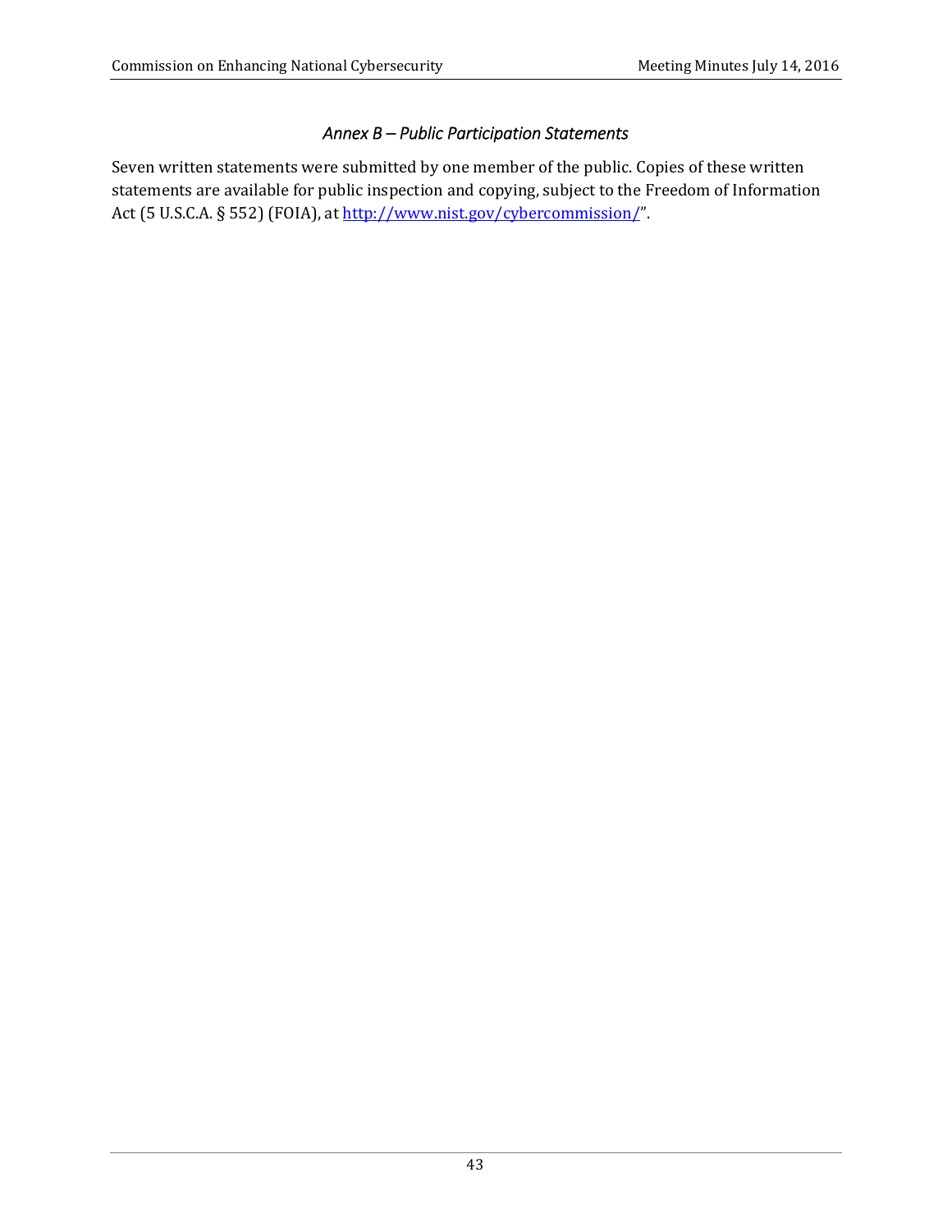## *Annex B – Public Participation Statements*

Seven written statements were submitted by one member of the public. Copies of these written statements are available for public inspection and copying, subject to the Freedom of Information Act (5 U.S.C.A. § 552) (FOIA), at http://www.nist.gov/cybercommission/".